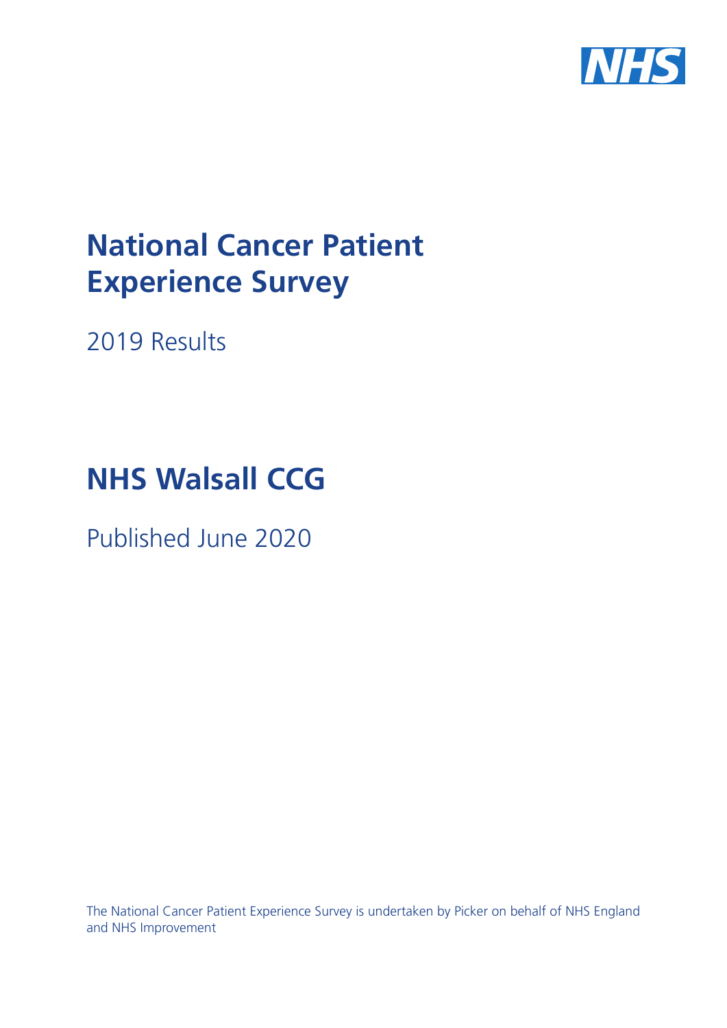# National Cancer Patient Experience Survey

2019 Results

# NHS Walsall CCG

Published June 2020

The National Cancer Patient Experience Survey is undertaken by Picker on behalf of NHS England and NHS Improvement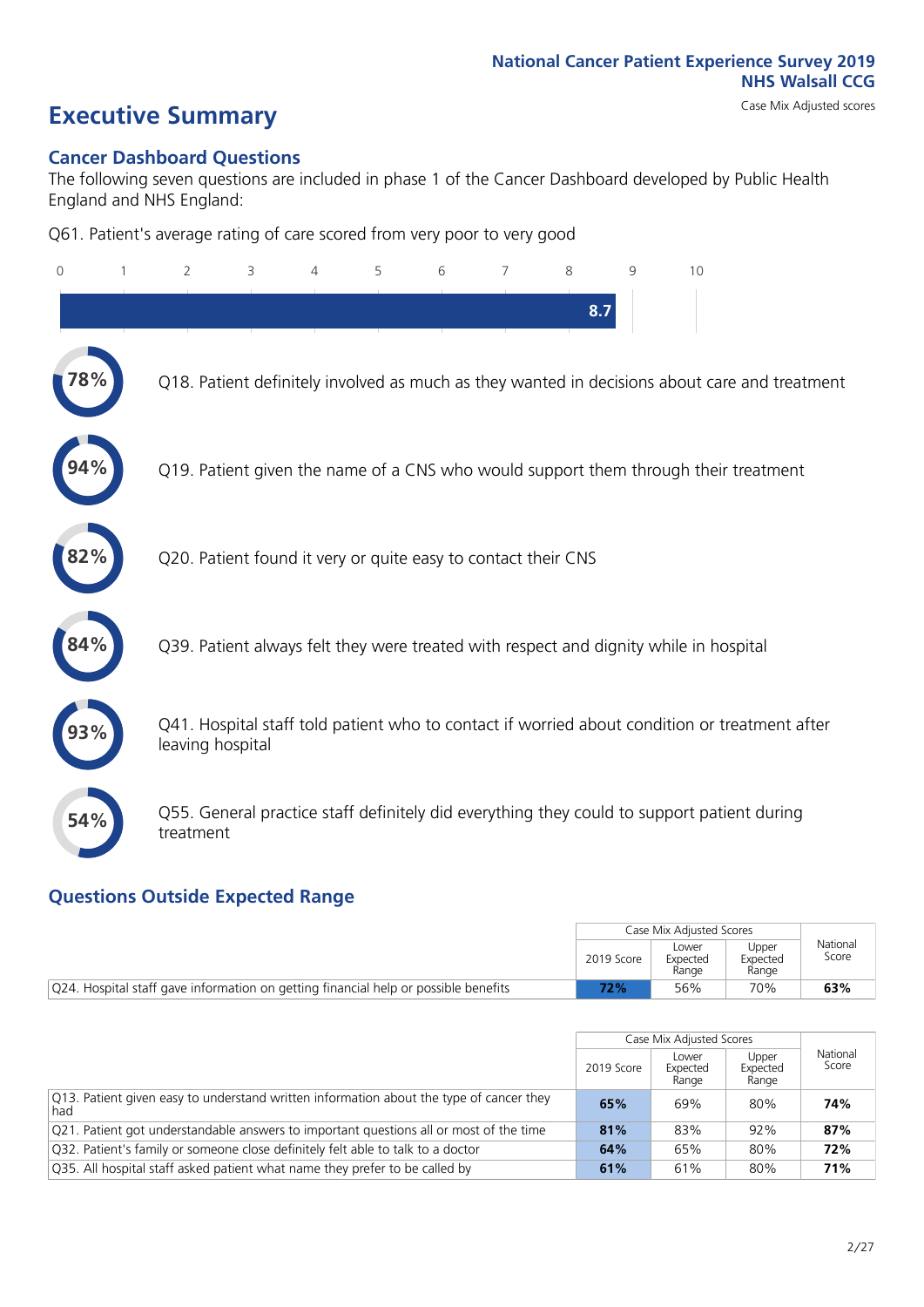National Cancer Patient Experience Survey 2019
NHS Walsall CCG

# Executive Summary

Case Mix Adjusted scores

## Cancer Dashboard Questions

The following seven questions are included in phase 1 of the Cancer Dashboard developed by Public Health England and NHS England:

Q61. Patient's average rating of care scored from very poor to very good

**8.7**

- **78%** Q18. Patient definitely involved as much as they wanted in decisions about care and treatment
- **94%** Q19. Patient given the name of a CNS who would support them through their treatment
- **82%** Q20. Patient found it very or quite easy to contact their CNS
- **84%** Q39. Patient always felt they were treated with respect and dignity while in hospital
- **93%** Q41. Hospital staff told patient who to contact if worried about condition or treatment after leaving hospital
- **54%** Q55. General practice staff definitely did everything they could to support patient during treatment

## Questions Outside Expected Range

| | Case Mix Adjusted Scores | | | National Score |
|---|---|---|---|---|
| | 2019 Score | Lower Expected Range | Upper Expected Range | |
| Q24. Hospital staff gave information on getting financial help or possible benefits | **72%** | 56% | 70% | **63%** |

| | Case Mix Adjusted Scores | | | National Score |
|---|---|---|---|---|
| | 2019 Score | Lower Expected Range | Upper Expected Range | |
| Q13. Patient given easy to understand written information about the type of cancer they had | **65%** | 69% | 80% | **74%** |
| Q21. Patient got understandable answers to important questions all or most of the time | **81%** | 83% | 92% | **87%** |
| Q32. Patient's family or someone close definitely felt able to talk to a doctor | **64%** | 65% | 80% | **72%** |
| Q35. All hospital staff asked patient what name they prefer to be called by | **61%** | 61% | 80% | **71%** |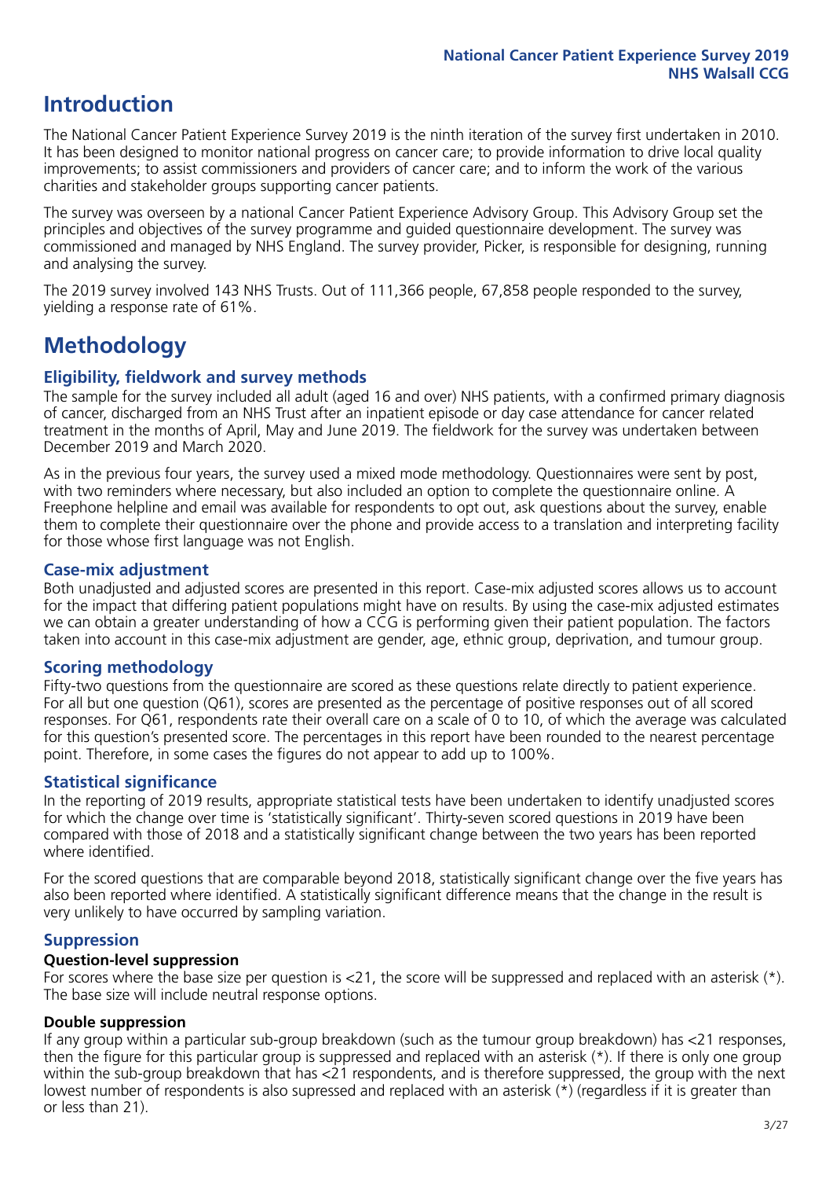# Introduction

The National Cancer Patient Experience Survey 2019 is the ninth iteration of the survey first undertaken in 2010. It has been designed to monitor national progress on cancer care; to provide information to drive local quality improvements; to assist commissioners and providers of cancer care; and to inform the work of the various charities and stakeholder groups supporting cancer patients.

The survey was overseen by a national Cancer Patient Experience Advisory Group. This Advisory Group set the principles and objectives of the survey programme and guided questionnaire development. The survey was commissioned and managed by NHS England. The survey provider, Picker, is responsible for designing, running and analysing the survey.

The 2019 survey involved 143 NHS Trusts. Out of 111,366 people, 67,858 people responded to the survey, yielding a response rate of 61%.

# Methodology

### Eligibility, fieldwork and survey methods

The sample for the survey included all adult (aged 16 and over) NHS patients, with a confirmed primary diagnosis of cancer, discharged from an NHS Trust after an inpatient episode or day case attendance for cancer related treatment in the months of April, May and June 2019. The fieldwork for the survey was undertaken between December 2019 and March 2020.

As in the previous four years, the survey used a mixed mode methodology. Questionnaires were sent by post, with two reminders where necessary, but also included an option to complete the questionnaire online. A Freephone helpline and email was available for respondents to opt out, ask questions about the survey, enable them to complete their questionnaire over the phone and provide access to a translation and interpreting facility for those whose first language was not English.

### Case-mix adjustment

Both unadjusted and adjusted scores are presented in this report. Case-mix adjusted scores allows us to account for the impact that differing patient populations might have on results. By using the case-mix adjusted estimates we can obtain a greater understanding of how a CCG is performing given their patient population. The factors taken into account in this case-mix adjustment are gender, age, ethnic group, deprivation, and tumour group.

### Scoring methodology

Fifty-two questions from the questionnaire are scored as these questions relate directly to patient experience. For all but one question (Q61), scores are presented as the percentage of positive responses out of all scored responses. For Q61, respondents rate their overall care on a scale of 0 to 10, of which the average was calculated for this question's presented score. The percentages in this report have been rounded to the nearest percentage point. Therefore, in some cases the figures do not appear to add up to 100%.

### Statistical significance

In the reporting of 2019 results, appropriate statistical tests have been undertaken to identify unadjusted scores for which the change over time is 'statistically significant'. Thirty-seven scored questions in 2019 have been compared with those of 2018 and a statistically significant change between the two years has been reported where identified.

For the scored questions that are comparable beyond 2018, statistically significant change over the five years has also been reported where identified. A statistically significant difference means that the change in the result is very unlikely to have occurred by sampling variation.

### Suppression

#### Question-level suppression

For scores where the base size per question is <21, the score will be suppressed and replaced with an asterisk (*). The base size will include neutral response options.

#### Double suppression

If any group within a particular sub-group breakdown (such as the tumour group breakdown) has <21 responses, then the figure for this particular group is suppressed and replaced with an asterisk (*). If there is only one group within the sub-group breakdown that has <21 respondents, and is therefore suppressed, the group with the next lowest number of respondents is also supressed and replaced with an asterisk (*) (regardless if it is greater than or less than 21).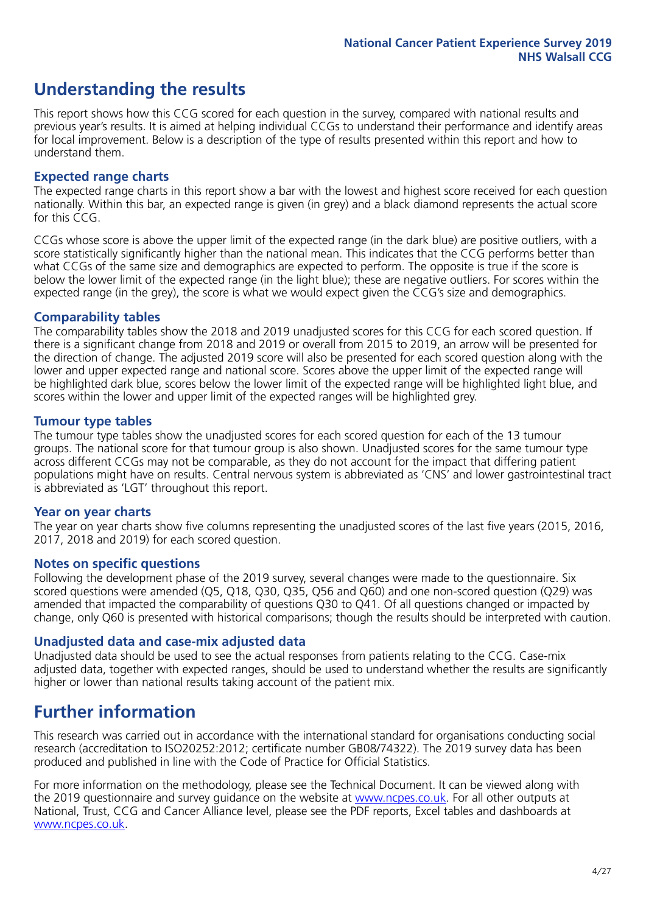# Understanding the results

This report shows how this CCG scored for each question in the survey, compared with national results and previous year's results. It is aimed at helping individual CCGs to understand their performance and identify areas for local improvement. Below is a description of the type of results presented within this report and how to understand them.

## Expected range charts

The expected range charts in this report show a bar with the lowest and highest score received for each question nationally. Within this bar, an expected range is given (in grey) and a black diamond represents the actual score for this CCG.

CCGs whose score is above the upper limit of the expected range (in the dark blue) are positive outliers, with a score statistically significantly higher than the national mean. This indicates that the CCG performs better than what CCGs of the same size and demographics are expected to perform. The opposite is true if the score is below the lower limit of the expected range (in the light blue); these are negative outliers. For scores within the expected range (in the grey), the score is what we would expect given the CCG's size and demographics.

## Comparability tables

The comparability tables show the 2018 and 2019 unadjusted scores for this CCG for each scored question. If there is a significant change from 2018 and 2019 or overall from 2015 to 2019, an arrow will be presented for the direction of change. The adjusted 2019 score will also be presented for each scored question along with the lower and upper expected range and national score. Scores above the upper limit of the expected range will be highlighted dark blue, scores below the lower limit of the expected range will be highlighted light blue, and scores within the lower and upper limit of the expected ranges will be highlighted grey.

## Tumour type tables

The tumour type tables show the unadjusted scores for each scored question for each of the 13 tumour groups. The national score for that tumour group is also shown. Unadjusted scores for the same tumour type across different CCGs may not be comparable, as they do not account for the impact that differing patient populations might have on results. Central nervous system is abbreviated as 'CNS' and lower gastrointestinal tract is abbreviated as 'LGT' throughout this report.

## Year on year charts

The year on year charts show five columns representing the unadjusted scores of the last five years (2015, 2016, 2017, 2018 and 2019) for each scored question.

## Notes on specific questions

Following the development phase of the 2019 survey, several changes were made to the questionnaire. Six scored questions were amended (Q5, Q18, Q30, Q35, Q56 and Q60) and one non-scored question (Q29) was amended that impacted the comparability of questions Q30 to Q41. Of all questions changed or impacted by change, only Q60 is presented with historical comparisons; though the results should be interpreted with caution.

## Unadjusted data and case-mix adjusted data

Unadjusted data should be used to see the actual responses from patients relating to the CCG. Case-mix adjusted data, together with expected ranges, should be used to understand whether the results are significantly higher or lower than national results taking account of the patient mix.

# Further information

This research was carried out in accordance with the international standard for organisations conducting social research (accreditation to ISO20252:2012; certificate number GB08/74322). The 2019 survey data has been produced and published in line with the Code of Practice for Official Statistics.

For more information on the methodology, please see the Technical Document. It can be viewed along with the 2019 questionnaire and survey guidance on the website at www.ncpes.co.uk. For all other outputs at National, Trust, CCG and Cancer Alliance level, please see the PDF reports, Excel tables and dashboards at www.ncpes.co.uk.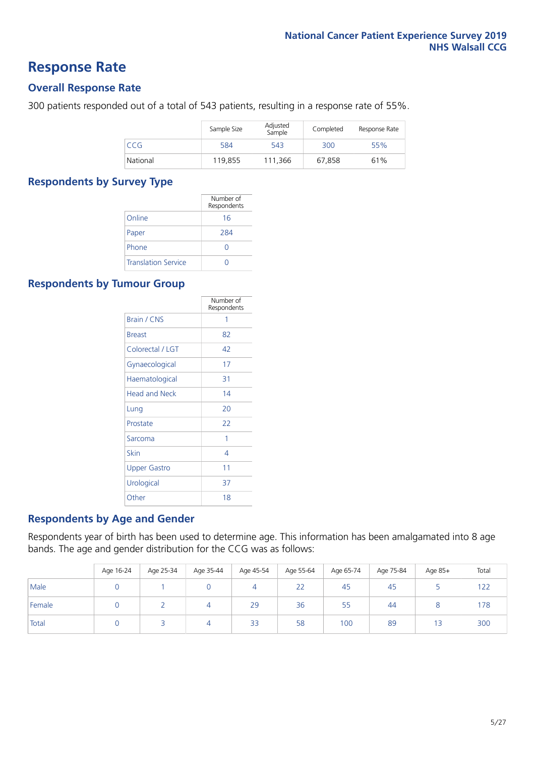# Response Rate

## Overall Response Rate

300 patients responded out of a total of 543 patients, resulting in a response rate of 55%.

| | Sample Size | Adjusted Sample | Completed | Response Rate |
|---|---|---|---|---|
| CCG | 584 | 543 | 300 | 55% |
| National | 119,855 | 111,366 | 67,858 | 61% |

## Respondents by Survey Type

| | Number of Respondents |
|---|---|
| Online | 16 |
| Paper | 284 |
| Phone | 0 |
| Translation Service | 0 |

## Respondents by Tumour Group

| | Number of Respondents |
|---|---|
| Brain / CNS | 1 |
| Breast | 82 |
| Colorectal / LGT | 42 |
| Gynaecological | 17 |
| Haematological | 31 |
| Head and Neck | 14 |
| Lung | 20 |
| Prostate | 22 |
| Sarcoma | 1 |
| Skin | 4 |
| Upper Gastro | 11 |
| Urological | 37 |
| Other | 18 |

## Respondents by Age and Gender

Respondents year of birth has been used to determine age. This information has been amalgamated into 8 age bands. The age and gender distribution for the CCG was as follows:

| | Age 16-24 | Age 25-34 | Age 35-44 | Age 45-54 | Age 55-64 | Age 65-74 | Age 75-84 | Age 85+ | Total |
|---|---|---|---|---|---|---|---|---|---|
| Male | 0 | 1 | 0 | 4 | 22 | 45 | 45 | 5 | 122 |
| Female | 0 | 2 | 4 | 29 | 36 | 55 | 44 | 8 | 178 |
| Total | 0 | 3 | 4 | 33 | 58 | 100 | 89 | 13 | 300 |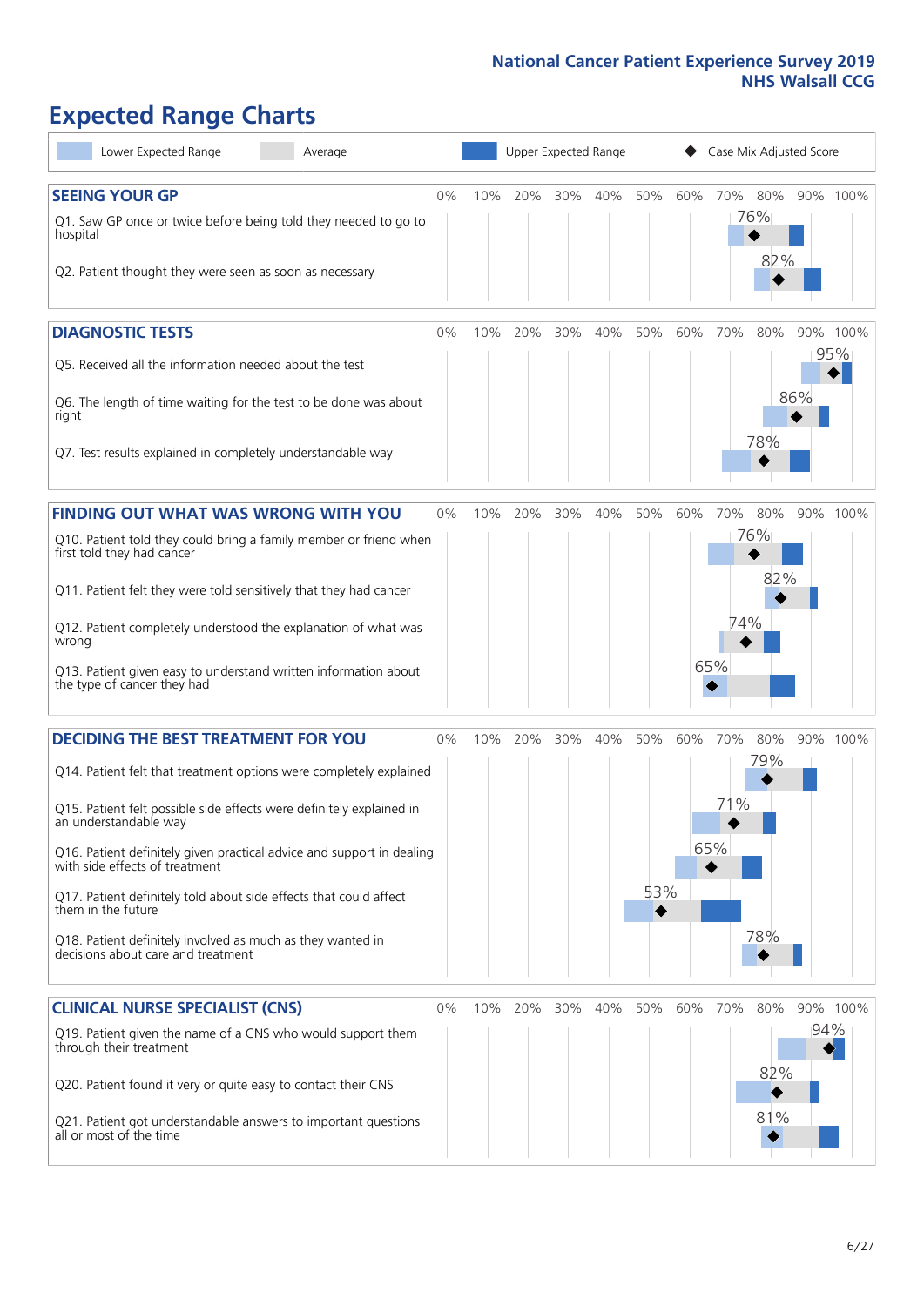# Expected Range Charts

Legend: Lower Expected Range | Average | Upper Expected Range | ◆ Case Mix Adjusted Score

## SEEING YOUR GP

| Question | Case Mix Adjusted Score |
|---|---|
| Q1. Saw GP once or twice before being told they needed to go to hospital | 76% |
| Q2. Patient thought they were seen as soon as necessary | 82% |

## DIAGNOSTIC TESTS

| Question | Case Mix Adjusted Score |
|---|---|
| Q5. Received all the information needed about the test | 95% |
| Q6. The length of time waiting for the test to be done was about right | 86% |
| Q7. Test results explained in completely understandable way | 78% |

## FINDING OUT WHAT WAS WRONG WITH YOU

| Question | Case Mix Adjusted Score |
|---|---|
| Q10. Patient told they could bring a family member or friend when first told they had cancer | 76% |
| Q11. Patient felt they were told sensitively that they had cancer | 82% |
| Q12. Patient completely understood the explanation of what was wrong | 74% |
| Q13. Patient given easy to understand written information about the type of cancer they had | 65% |

## DECIDING THE BEST TREATMENT FOR YOU

| Question | Case Mix Adjusted Score |
|---|---|
| Q14. Patient felt that treatment options were completely explained | 79% |
| Q15. Patient felt possible side effects were definitely explained in an understandable way | 71% |
| Q16. Patient definitely given practical advice and support in dealing with side effects of treatment | 65% |
| Q17. Patient definitely told about side effects that could affect them in the future | 53% |
| Q18. Patient definitely involved as much as they wanted in decisions about care and treatment | 78% |

## CLINICAL NURSE SPECIALIST (CNS)

| Question | Case Mix Adjusted Score |
|---|---|
| Q19. Patient given the name of a CNS who would support them through their treatment | 94% |
| Q20. Patient found it very or quite easy to contact their CNS | 82% |
| Q21. Patient got understandable answers to important questions all or most of the time | 81% |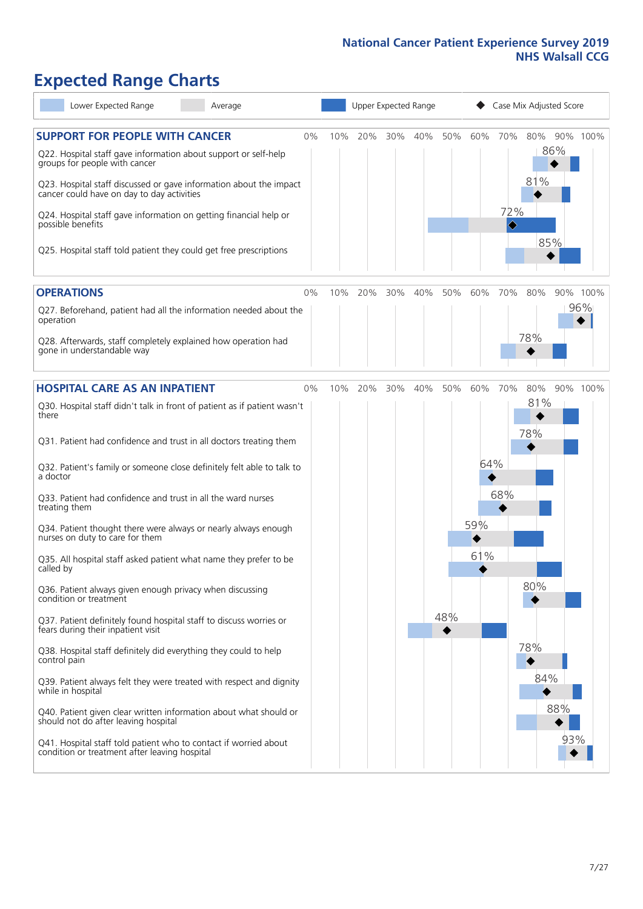# Expected Range Charts

Legend: Lower Expected Range | Average | Upper Expected Range | ◆ Case Mix Adjusted Score

## SUPPORT FOR PEOPLE WITH CANCER

| Question | Case Mix Adjusted Score |
|---|---|
| Q22. Hospital staff gave information about support or self-help groups for people with cancer | 86% |
| Q23. Hospital staff discussed or gave information about the impact cancer could have on day to day activities | 81% |
| Q24. Hospital staff gave information on getting financial help or possible benefits | 72% |
| Q25. Hospital staff told patient they could get free prescriptions | 85% |

## OPERATIONS

| Question | Case Mix Adjusted Score |
|---|---|
| Q27. Beforehand, patient had all the information needed about the operation | 96% |
| Q28. Afterwards, staff completely explained how operation had gone in understandable way | 78% |

## HOSPITAL CARE AS AN INPATIENT

| Question | Case Mix Adjusted Score |
|---|---|
| Q30. Hospital staff didn't talk in front of patient as if patient wasn't there | 81% |
| Q31. Patient had confidence and trust in all doctors treating them | 78% |
| Q32. Patient's family or someone close definitely felt able to talk to a doctor | 64% |
| Q33. Patient had confidence and trust in all the ward nurses treating them | 68% |
| Q34. Patient thought there were always or nearly always enough nurses on duty to care for them | 59% |
| Q35. All hospital staff asked patient what name they prefer to be called by | 61% |
| Q36. Patient always given enough privacy when discussing condition or treatment | 80% |
| Q37. Patient definitely found hospital staff to discuss worries or fears during their inpatient visit | 48% |
| Q38. Hospital staff definitely did everything they could to help control pain | 78% |
| Q39. Patient always felt they were treated with respect and dignity while in hospital | 84% |
| Q40. Patient given clear written information about what should or should not do after leaving hospital | 88% |
| Q41. Hospital staff told patient who to contact if worried about condition or treatment after leaving hospital | 93% |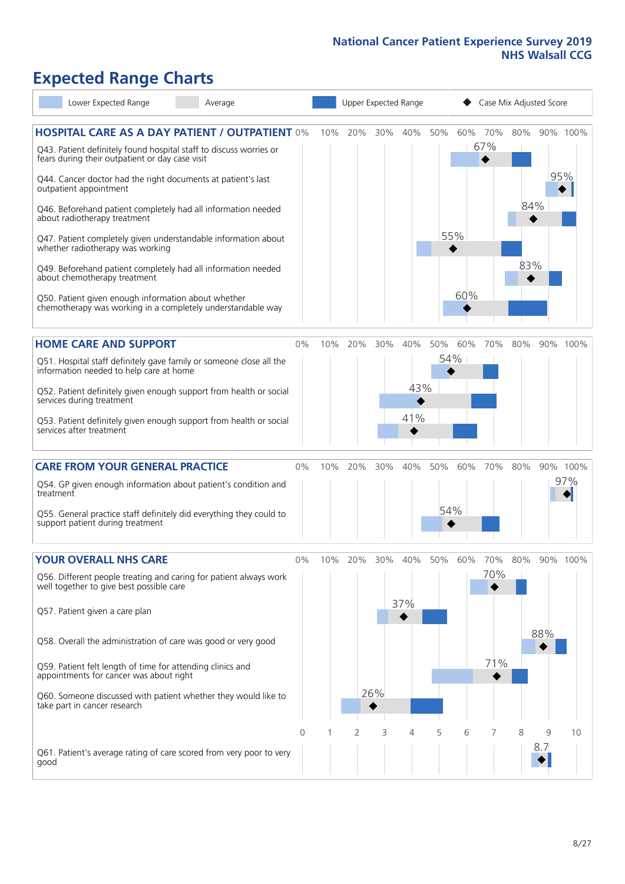# Expected Range Charts

Legend: Lower Expected Range | Average | Upper Expected Range | Case Mix Adjusted Score

## HOSPITAL CARE AS A DAY PATIENT / OUTPATIENT

| Question | Case Mix Adjusted Score |
|---|---|
| Q43. Patient definitely found hospital staff to discuss worries or fears during their outpatient or day case visit | 67% |
| Q44. Cancer doctor had the right documents at patient's last outpatient appointment | 95% |
| Q46. Beforehand patient completely had all information needed about radiotherapy treatment | 84% |
| Q47. Patient completely given understandable information about whether radiotherapy treatment was working | 55% |
| Q49. Beforehand patient completely had all information needed about chemotherapy treatment | 83% |
| Q50. Patient given enough information about whether chemotherapy was working in a completely understandable way | 60% |

## HOME CARE AND SUPPORT

| Question | Case Mix Adjusted Score |
|---|---|
| Q51. Hospital staff definitely gave family or someone close all the information needed to help care at home | 54% |
| Q52. Patient definitely given enough support from health or social services during treatment | 43% |
| Q53. Patient definitely given enough support from health or social services after treatment | 41% |

## CARE FROM YOUR GENERAL PRACTICE

| Question | Case Mix Adjusted Score |
|---|---|
| Q54. GP given enough information about patient's condition and treatment | 97% |
| Q55. General practice staff definitely did everything they could to support patient during treatment | 54% |

## YOUR OVERALL NHS CARE

| Question | Case Mix Adjusted Score |
|---|---|
| Q56. Different people treating and caring for patient always work well together to give best possible care | 70% |
| Q57. Patient given a care plan | 37% |
| Q58. Overall the administration of care was good or very good | 88% |
| Q59. Patient felt length of time for attending clinics and appointments for cancer was about right | 71% |
| Q60. Someone discussed with patient whether they would like to take part in cancer research | 26% |
| Q61. Patient's average rating of care scored from very poor to very good | 8.7 |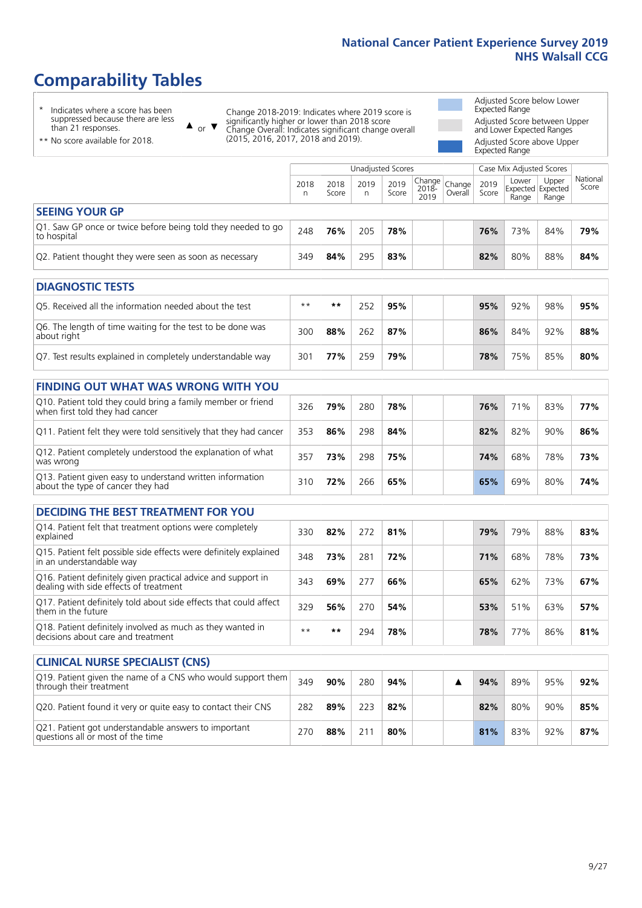# Comparability Tables

\* Indicates where a score has been suppressed because there are less than 21 responses.

** No score available for 2018.

▲ or ▼ Change 2018-2019: Indicates where 2019 score is significantly higher or lower than 2018 score. Change Overall: Indicates significant change overall (2015, 2016, 2017, 2018 and 2019).

Adjusted Score below Lower Expected Range

Adjusted Score between Upper and Lower Expected Ranges

Adjusted Score above Upper Expected Range

| | Unadjusted Scores | | | | | | Case Mix Adjusted Scores | | | |
|---|---|---|---|---|---|---|---|---|---|---|
| | 2018 n | 2018 Score | 2019 n | 2019 Score | Change 2018-2019 | Change Overall | 2019 Score | Lower Expected Range | Upper Expected Range | National Score |
| **SEEING YOUR GP** | | | | | | | | | | |
| Q1. Saw GP once or twice before being told they needed to go to hospital | 248 | **76%** | 205 | **78%** | | | **76%** | 73% | 84% | **79%** |
| Q2. Patient thought they were seen as soon as necessary | 349 | **84%** | 295 | **83%** | | | **82%** | 80% | 88% | **84%** |
| **DIAGNOSTIC TESTS** | | | | | | | | | | |
| Q5. Received all the information needed about the test | ** | ** | 252 | **95%** | | | **95%** | 92% | 98% | **95%** |
| Q6. The length of time waiting for the test to be done was about right | 300 | **88%** | 262 | **87%** | | | **86%** | 84% | 92% | **88%** |
| Q7. Test results explained in completely understandable way | 301 | **77%** | 259 | **79%** | | | **78%** | 75% | 85% | **80%** |
| **FINDING OUT WHAT WAS WRONG WITH YOU** | | | | | | | | | | |
| Q10. Patient told they could bring a family member or friend when first told they had cancer | 326 | **79%** | 280 | **78%** | | | **76%** | 71% | 83% | **77%** |
| Q11. Patient felt they were told sensitively that they had cancer | 353 | **86%** | 298 | **84%** | | | **82%** | 82% | 90% | **86%** |
| Q12. Patient completely understood the explanation of what was wrong | 357 | **73%** | 298 | **75%** | | | **74%** | 68% | 78% | **73%** |
| Q13. Patient given easy to understand written information about the type of cancer they had | 310 | **72%** | 266 | **65%** | | | **65%** | 69% | 80% | **74%** |
| **DECIDING THE BEST TREATMENT FOR YOU** | | | | | | | | | | |
| Q14. Patient felt that treatment options were completely explained | 330 | **82%** | 272 | **81%** | | | **79%** | 79% | 88% | **83%** |
| Q15. Patient felt possible side effects were definitely explained in an understandable way | 348 | **73%** | 281 | **72%** | | | **71%** | 68% | 78% | **73%** |
| Q16. Patient definitely given practical advice and support in dealing with side effects of treatment | 343 | **69%** | 277 | **66%** | | | **65%** | 62% | 73% | **67%** |
| Q17. Patient definitely told about side effects that could affect them in the future | 329 | **56%** | 270 | **54%** | | | **53%** | 51% | 63% | **57%** |
| Q18. Patient definitely involved as much as they wanted in decisions about care and treatment | ** | ** | 294 | **78%** | | | **78%** | 77% | 86% | **81%** |
| **CLINICAL NURSE SPECIALIST (CNS)** | | | | | | | | | | |
| Q19. Patient given the name of a CNS who would support them through their treatment | 349 | **90%** | 280 | **94%** | | ▲ | **94%** | 89% | 95% | **92%** |
| Q20. Patient found it very or quite easy to contact their CNS | 282 | **89%** | 223 | **82%** | | | **82%** | 80% | 90% | **85%** |
| Q21. Patient got understandable answers to important questions all or most of the time | 270 | **88%** | 211 | **80%** | | | **81%** | 83% | 92% | **87%** |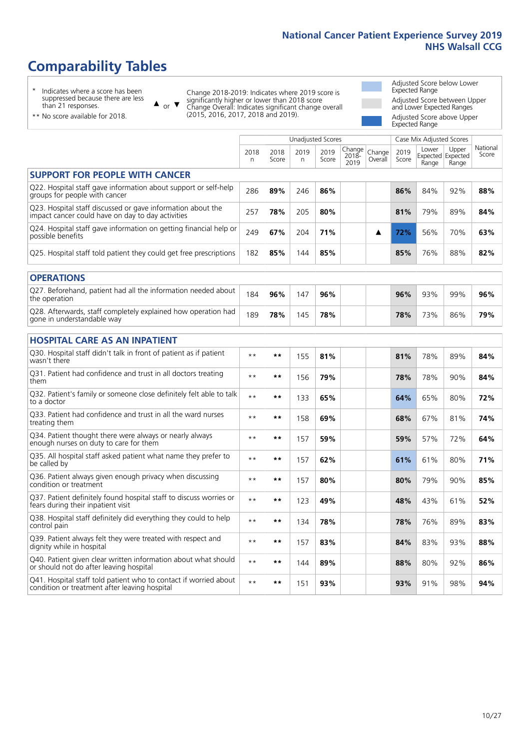# Comparability Tables

\* Indicates where a score has been suppressed because there are less than 21 responses.

** No score available for 2018.

▲ or ▼ Change 2018-2019: Indicates where 2019 score is significantly higher or lower than 2018 score. Change Overall: Indicates significant change overall (2015, 2016, 2017, 2018 and 2019).

Adjusted Score below Lower Expected Range

Adjusted Score between Upper and Lower Expected Ranges

Adjusted Score above Upper Expected Range

| | Unadjusted Scores | | | | | | Case Mix Adjusted Scores | | | |
|---|---|---|---|---|---|---|---|---|---|---|
| | 2018 n | 2018 Score | 2019 n | 2019 Score | Change 2018-2019 | Change Overall | 2019 Score | Lower Expected Range | Upper Expected Range | National Score |
| **SUPPORT FOR PEOPLE WITH CANCER** | | | | | | | | | | |
| Q22. Hospital staff gave information about support or self-help groups for people with cancer | 286 | **89%** | 246 | **86%** | | | **86%** | 84% | 92% | **88%** |
| Q23. Hospital staff discussed or gave information about the impact cancer could have on day to day activities | 257 | **78%** | 205 | **80%** | | | **81%** | 79% | 89% | **84%** |
| Q24. Hospital staff gave information on getting financial help or possible benefits | 249 | **67%** | 204 | **71%** | | ▲ | **72%** | 56% | 70% | **63%** |
| Q25. Hospital staff told patient they could get free prescriptions | 182 | **85%** | 144 | **85%** | | | **85%** | 76% | 88% | **82%** |
| **OPERATIONS** | | | | | | | | | | |
| Q27. Beforehand, patient had all the information needed about the operation | 184 | **96%** | 147 | **96%** | | | **96%** | 93% | 99% | **96%** |
| Q28. Afterwards, staff completely explained how operation had gone in understandable way | 189 | **78%** | 145 | **78%** | | | **78%** | 73% | 86% | **79%** |
| **HOSPITAL CARE AS AN INPATIENT** | | | | | | | | | | |
| Q30. Hospital staff didn't talk in front of patient as if patient wasn't there | ** | ** | 155 | **81%** | | | **81%** | 78% | 89% | **84%** |
| Q31. Patient had confidence and trust in all doctors treating them | ** | ** | 156 | **79%** | | | **78%** | 78% | 90% | **84%** |
| Q32. Patient's family or someone close definitely felt able to talk to a doctor | ** | ** | 133 | **65%** | | | **64%** | 65% | 80% | **72%** |
| Q33. Patient had confidence and trust in all the ward nurses treating them | ** | ** | 158 | **69%** | | | **68%** | 67% | 81% | **74%** |
| Q34. Patient thought there were always or nearly always enough nurses on duty to care for them | ** | ** | 157 | **59%** | | | **59%** | 57% | 72% | **64%** |
| Q35. All hospital staff asked patient what name they prefer to be called by | ** | ** | 157 | **62%** | | | **61%** | 61% | 80% | **71%** |
| Q36. Patient always given enough privacy when discussing condition or treatment | ** | ** | 157 | **80%** | | | **80%** | 79% | 90% | **85%** |
| Q37. Patient definitely found hospital staff to discuss worries or fears during their inpatient visit | ** | ** | 123 | **49%** | | | **48%** | 43% | 61% | **52%** |
| Q38. Hospital staff definitely did everything they could to help control pain | ** | ** | 134 | **78%** | | | **78%** | 76% | 89% | **83%** |
| Q39. Patient always felt they were treated with respect and dignity while in hospital | ** | ** | 157 | **83%** | | | **84%** | 83% | 93% | **88%** |
| Q40. Patient given clear written information about what should or should not do after leaving hospital | ** | ** | 144 | **89%** | | | **88%** | 80% | 92% | **86%** |
| Q41. Hospital staff told patient who to contact if worried about condition or treatment after leaving hospital | ** | ** | 151 | **93%** | | | **93%** | 91% | 98% | **94%** |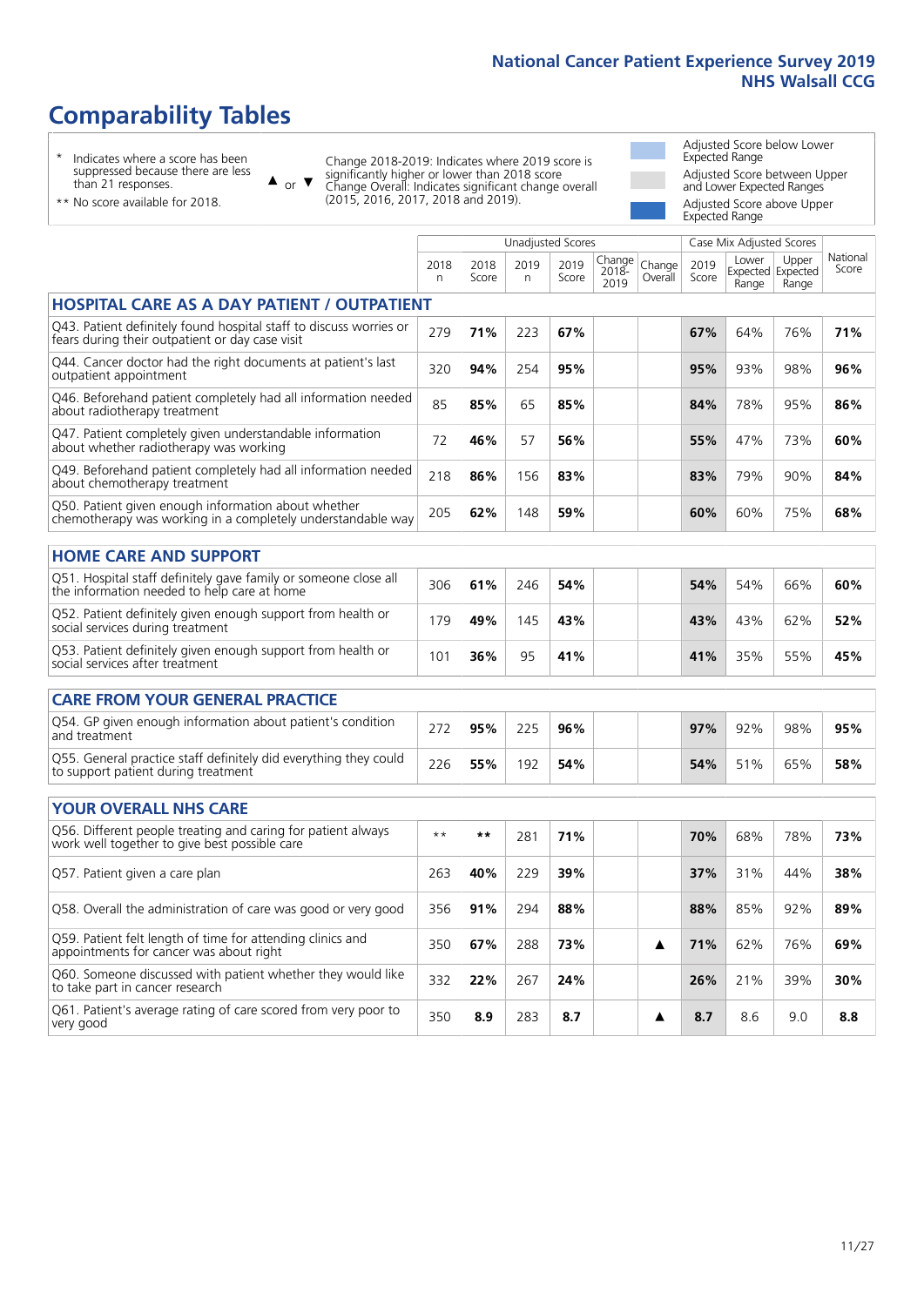# Comparability Tables

\* Indicates where a score has been suppressed because there are less than 21 responses.

\*\* No score available for 2018.

▲ or ▼ Change 2018-2019: Indicates where 2019 score is significantly higher or lower than 2018 score. Change Overall: Indicates significant change overall (2015, 2016, 2017, 2018 and 2019).

Adjusted Score below Lower Expected Range

Adjusted Score between Upper and Lower Expected Ranges

Adjusted Score above Upper Expected Range

| | Unadjusted Scores | | | | | | Case Mix Adjusted Scores | | | |
|---|---|---|---|---|---|---|---|---|---|---|
| | 2018 n | 2018 Score | 2019 n | 2019 Score | Change 2018-2019 | Change Overall | 2019 Score | Lower Expected Range | Upper Expected Range | National Score |
| **HOSPITAL CARE AS A DAY PATIENT / OUTPATIENT** | | | | | | | | | | |
| Q43. Patient definitely found hospital staff to discuss worries or fears during their outpatient or day case visit | 279 | **71%** | 223 | **67%** | | | **67%** | 64% | 76% | **71%** |
| Q44. Cancer doctor had the right documents at patient's last outpatient appointment | 320 | **94%** | 254 | **95%** | | | **95%** | 93% | 98% | **96%** |
| Q46. Beforehand patient completely had all information needed about radiotherapy treatment | 85 | **85%** | 65 | **85%** | | | **84%** | 78% | 95% | **86%** |
| Q47. Patient completely given understandable information about whether radiotherapy was working | 72 | **46%** | 57 | **56%** | | | **55%** | 47% | 73% | **60%** |
| Q49. Beforehand patient completely had all information needed about chemotherapy treatment | 218 | **86%** | 156 | **83%** | | | **83%** | 79% | 90% | **84%** |
| Q50. Patient given enough information about whether chemotherapy was working in a completely understandable way | 205 | **62%** | 148 | **59%** | | | **60%** | 60% | 75% | **68%** |
| **HOME CARE AND SUPPORT** | | | | | | | | | | |
| Q51. Hospital staff definitely gave family or someone close all the information needed to help care at home | 306 | **61%** | 246 | **54%** | | | **54%** | 54% | 66% | **60%** |
| Q52. Patient definitely given enough support from health or social services during treatment | 179 | **49%** | 145 | **43%** | | | **43%** | 43% | 62% | **52%** |
| Q53. Patient definitely given enough support from health or social services after treatment | 101 | **36%** | 95 | **41%** | | | **41%** | 35% | 55% | **45%** |
| **CARE FROM YOUR GENERAL PRACTICE** | | | | | | | | | | |
| Q54. GP given enough information about patient's condition and treatment | 272 | **95%** | 225 | **96%** | | | **97%** | 92% | 98% | **95%** |
| Q55. General practice staff definitely did everything they could to support patient during treatment | 226 | **55%** | 192 | **54%** | | | **54%** | 51% | 65% | **58%** |
| **YOUR OVERALL NHS CARE** | | | | | | | | | | |
| Q56. Different people treating and caring for patient always work well together to give best possible care | \*\* | **\*\*** | 281 | **71%** | | | **70%** | 68% | 78% | **73%** |
| Q57. Patient given a care plan | 263 | **40%** | 229 | **39%** | | | **37%** | 31% | 44% | **38%** |
| Q58. Overall the administration of care was good or very good | 356 | **91%** | 294 | **88%** | | | **88%** | 85% | 92% | **89%** |
| Q59. Patient felt length of time for attending clinics and appointments for cancer was about right | 350 | **67%** | 288 | **73%** | | ▲ | **71%** | 62% | 76% | **69%** |
| Q60. Someone discussed with patient whether they would like to take part in cancer research | 332 | **22%** | 267 | **24%** | | | **26%** | 21% | 39% | **30%** |
| Q61. Patient's average rating of care scored from very poor to very good | 350 | **8.9** | 283 | **8.7** | | ▲ | **8.7** | 8.6 | 9.0 | **8.8** |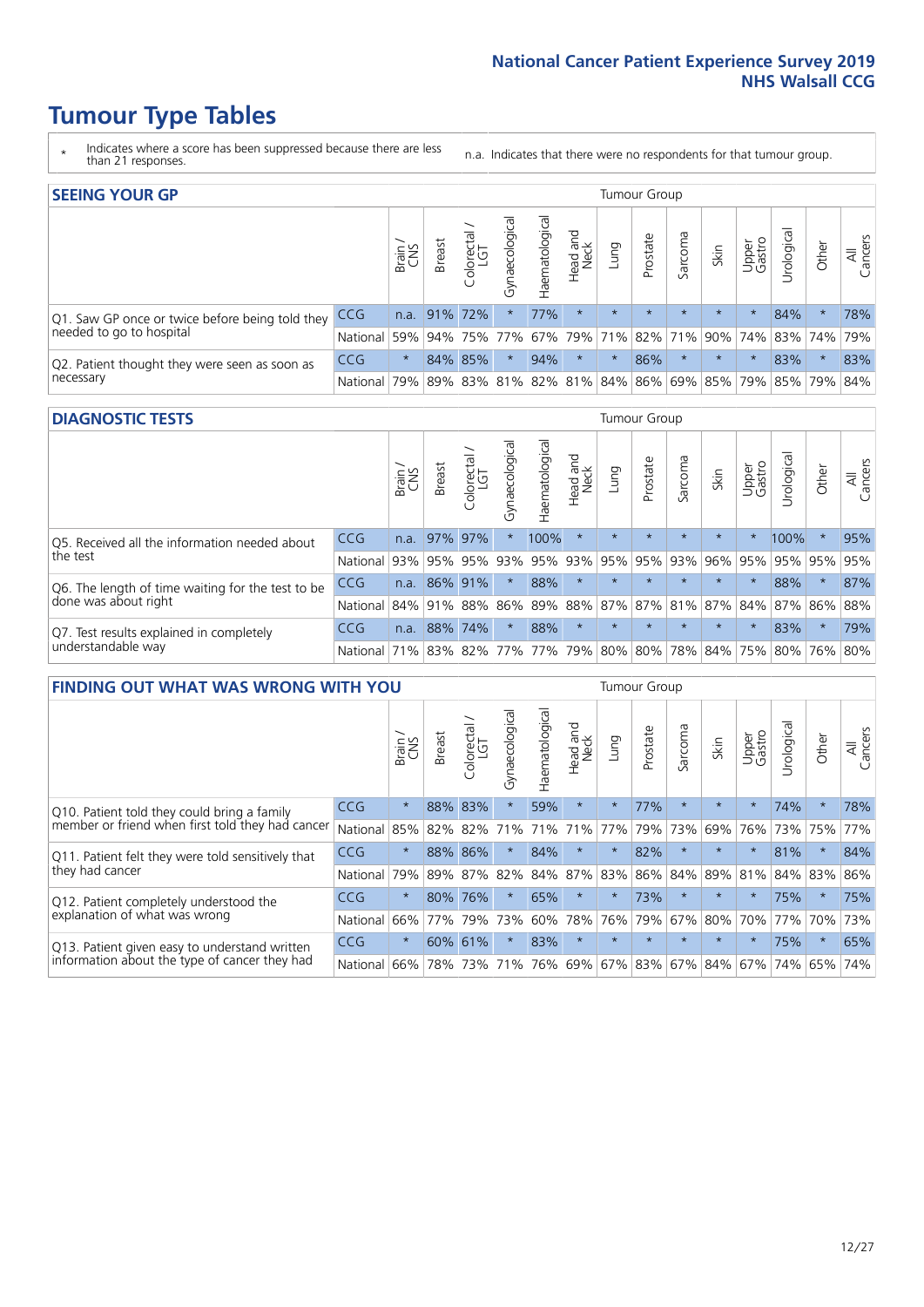# Tumour Type Tables

\* Indicates where a score has been suppressed because there are less than 21 responses.

n.a. Indicates that there were no respondents for that tumour group.

## SEEING YOUR GP

| | | Brain / CNS | Breast | Colorectal / LGT | Gynaecological | Haematological | Head and Neck | Lung | Prostate | Sarcoma | Skin | Upper Gastro | Urological | Other | All Cancers |
|---|---|---|---|---|---|---|---|---|---|---|---|---|---|---|---|
| Q1. Saw GP once or twice before being told they needed to go to hospital | CCG | n.a. | 91% | 72% | * | 77% | * | * | * | * | * | * | 84% | * | 78% |
| | National | 59% | 94% | 75% | 77% | 67% | 79% | 71% | 82% | 71% | 90% | 74% | 83% | 74% | 79% |
| Q2. Patient thought they were seen as soon as necessary | CCG | * | 84% | 85% | * | 94% | * | * | 86% | * | * | * | 83% | * | 83% |
| | National | 79% | 89% | 83% | 81% | 82% | 81% | 84% | 86% | 69% | 85% | 79% | 85% | 79% | 84% |

## DIAGNOSTIC TESTS

| | | Brain / CNS | Breast | Colorectal / LGT | Gynaecological | Haematological | Head and Neck | Lung | Prostate | Sarcoma | Skin | Upper Gastro | Urological | Other | All Cancers |
|---|---|---|---|---|---|---|---|---|---|---|---|---|---|---|---|
| Q5. Received all the information needed about the test | CCG | n.a. | 97% | 97% | * | 100% | * | * | * | * | * | * | 100% | * | 95% |
| | National | 93% | 95% | 95% | 93% | 95% | 93% | 95% | 95% | 93% | 96% | 95% | 95% | 95% | 95% |
| Q6. The length of time waiting for the test to be done was about right | CCG | n.a. | 86% | 91% | * | 88% | * | * | * | * | * | * | 88% | * | 87% |
| | National | 84% | 91% | 88% | 86% | 89% | 88% | 87% | 87% | 81% | 87% | 84% | 87% | 86% | 88% |
| Q7. Test results explained in completely understandable way | CCG | n.a. | 88% | 74% | * | 88% | * | * | * | * | * | * | 83% | * | 79% |
| | National | 71% | 83% | 82% | 77% | 77% | 79% | 80% | 80% | 78% | 84% | 75% | 80% | 76% | 80% |

## FINDING OUT WHAT WAS WRONG WITH YOU

| | | Brain / CNS | Breast | Colorectal / LGT | Gynaecological | Haematological | Head and Neck | Lung | Prostate | Sarcoma | Skin | Upper Gastro | Urological | Other | All Cancers |
|---|---|---|---|---|---|---|---|---|---|---|---|---|---|---|---|
| Q10. Patient told they could bring a family member or friend when first told they had cancer | CCG | * | 88% | 83% | * | 59% | * | * | 77% | * | * | * | 74% | * | 78% |
| | National | 85% | 82% | 82% | 71% | 71% | 71% | 77% | 79% | 73% | 69% | 76% | 73% | 75% | 77% |
| Q11. Patient felt they were told sensitively that they had cancer | CCG | * | 88% | 86% | * | 84% | * | * | 82% | * | * | * | 81% | * | 84% |
| | National | 79% | 89% | 87% | 82% | 84% | 87% | 83% | 86% | 84% | 89% | 81% | 84% | 83% | 86% |
| Q12. Patient completely understood the explanation of what was wrong | CCG | * | 80% | 76% | * | 65% | * | * | 73% | * | * | * | 75% | * | 75% |
| | National | 66% | 77% | 79% | 73% | 60% | 78% | 76% | 79% | 67% | 80% | 70% | 77% | 70% | 73% |
| Q13. Patient given easy to understand written information about the type of cancer they had | CCG | * | 60% | 61% | * | 83% | * | * | * | * | * | * | 75% | * | 65% |
| | National | 66% | 78% | 73% | 71% | 76% | 69% | 67% | 83% | 67% | 84% | 67% | 74% | 65% | 74% |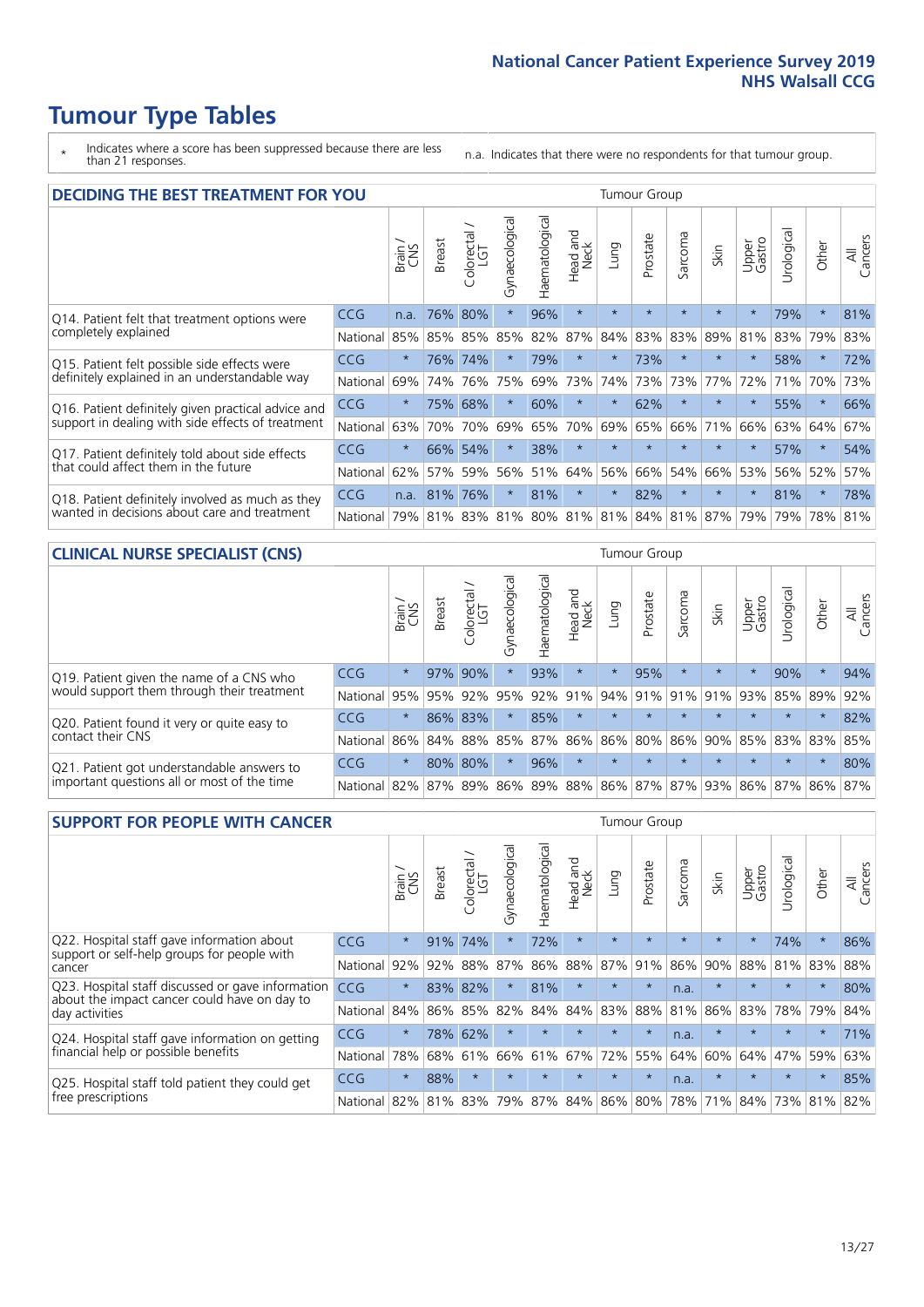# Tumour Type Tables

\* Indicates where a score has been suppressed because there are less than 21 responses.

n.a. Indicates that there were no respondents for that tumour group.

## DECIDING THE BEST TREATMENT FOR YOU

| | | Brain / CNS | Breast | Colorectal / LGT | Gynaecological | Haematological | Head and Neck | Lung | Prostate | Sarcoma | Skin | Upper Gastro | Urological | Other | All Cancers |
|---|---|---|---|---|---|---|---|---|---|---|---|---|---|---|---|
| Q14. Patient felt that treatment options were completely explained | CCG | n.a. | 76% | 80% | * | 96% | * | * | * | * | * | * | 79% | * | 81% |
| | National | 85% | 85% | 85% | 85% | 82% | 87% | 84% | 83% | 83% | 89% | 81% | 83% | 79% | 83% |
| Q15. Patient felt possible side effects were definitely explained in an understandable way | CCG | * | 76% | 74% | * | 79% | * | * | 73% | * | * | * | 58% | * | 72% |
| | National | 69% | 74% | 76% | 75% | 69% | 73% | 74% | 73% | 73% | 77% | 72% | 71% | 70% | 73% |
| Q16. Patient definitely given practical advice and support in dealing with side effects of treatment | CCG | * | 75% | 68% | * | 60% | * | * | 62% | * | * | * | 55% | * | 66% |
| | National | 63% | 70% | 70% | 69% | 65% | 70% | 69% | 65% | 66% | 71% | 66% | 63% | 64% | 67% |
| Q17. Patient definitely told about side effects that could affect them in the future | CCG | * | 66% | 54% | * | 38% | * | * | * | * | * | * | 57% | * | 54% |
| | National | 62% | 57% | 59% | 56% | 51% | 64% | 56% | 66% | 54% | 66% | 53% | 56% | 52% | 57% |
| Q18. Patient definitely involved as much as they wanted in decisions about care and treatment | CCG | n.a. | 81% | 76% | * | 81% | * | * | 82% | * | * | * | 81% | * | 78% |
| | National | 79% | 81% | 83% | 81% | 80% | 81% | 81% | 84% | 81% | 87% | 79% | 79% | 78% | 81% |

## CLINICAL NURSE SPECIALIST (CNS)

| | | Brain / CNS | Breast | Colorectal / LGT | Gynaecological | Haematological | Head and Neck | Lung | Prostate | Sarcoma | Skin | Upper Gastro | Urological | Other | All Cancers |
|---|---|---|---|---|---|---|---|---|---|---|---|---|---|---|---|
| Q19. Patient given the name of a CNS who would support them through their treatment | CCG | * | 97% | 90% | * | 93% | * | * | 95% | * | * | * | 90% | * | 94% |
| | National | 95% | 95% | 92% | 95% | 92% | 91% | 94% | 91% | 91% | 91% | 93% | 85% | 89% | 92% |
| Q20. Patient found it very or quite easy to contact their CNS | CCG | * | 86% | 83% | * | 85% | * | * | * | * | * | * | * | * | 82% |
| | National | 86% | 84% | 88% | 85% | 87% | 86% | 86% | 80% | 86% | 90% | 85% | 83% | 83% | 85% |
| Q21. Patient got understandable answers to important questions all or most of the time | CCG | * | 80% | 80% | * | 96% | * | * | * | * | * | * | * | * | 80% |
| | National | 82% | 87% | 89% | 86% | 89% | 88% | 86% | 87% | 87% | 93% | 86% | 87% | 86% | 87% |

## SUPPORT FOR PEOPLE WITH CANCER

| | | Brain / CNS | Breast | Colorectal / LGT | Gynaecological | Haematological | Head and Neck | Lung | Prostate | Sarcoma | Skin | Upper Gastro | Urological | Other | All Cancers |
|---|---|---|---|---|---|---|---|---|---|---|---|---|---|---|---|
| Q22. Hospital staff gave information about support or self-help groups for people with cancer | CCG | * | 91% | 74% | * | 72% | * | * | * | * | * | * | 74% | * | 86% |
| | National | 92% | 92% | 88% | 87% | 86% | 88% | 87% | 91% | 86% | 90% | 88% | 81% | 83% | 88% |
| Q23. Hospital staff discussed or gave information about the impact cancer could have on day to day activities | CCG | * | 83% | 82% | * | 81% | * | * | * | n.a. | * | * | * | * | 80% |
| | National | 84% | 86% | 85% | 82% | 84% | 84% | 83% | 88% | 81% | 86% | 83% | 78% | 79% | 84% |
| Q24. Hospital staff gave information on getting financial help or possible benefits | CCG | * | 78% | 62% | * | * | * | * | * | n.a. | * | * | * | * | 71% |
| | National | 78% | 68% | 61% | 66% | 61% | 67% | 72% | 55% | 64% | 60% | 64% | 47% | 59% | 63% |
| Q25. Hospital staff told patient they could get free prescriptions | CCG | * | 88% | * | * | * | * | * | * | n.a. | * | * | * | * | 85% |
| | National | 82% | 81% | 83% | 79% | 87% | 84% | 86% | 80% | 78% | 71% | 84% | 73% | 81% | 82% |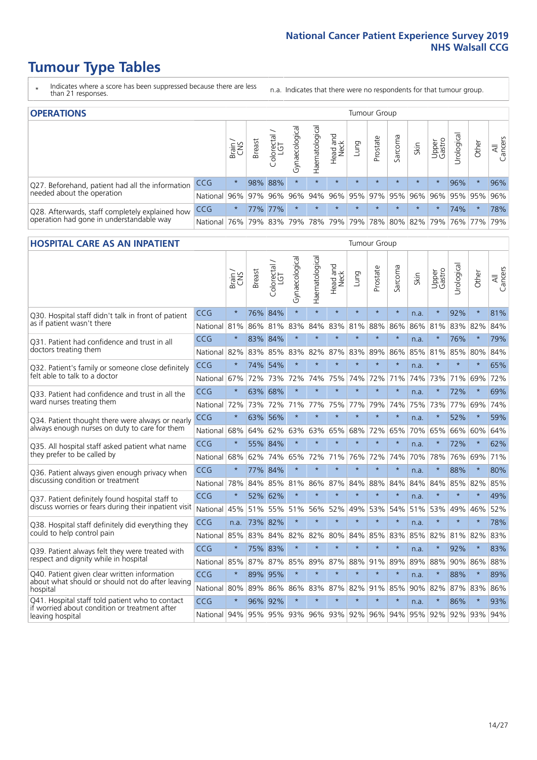# Tumour Type Tables

\* Indicates where a score has been suppressed because there are less than 21 responses.

n.a. Indicates that there were no respondents for that tumour group.

## OPERATIONS

| | | Brain / CNS | Breast | Colorectal / LGT | Gynaecological | Haematological | Head and Neck | Lung | Prostate | Sarcoma | Skin | Upper Gastro | Urological | Other | All Cancers |
|---|---|---|---|---|---|---|---|---|---|---|---|---|---|---|---|
| Q27. Beforehand, patient had all the information needed about the operation | CCG | * | 98% | 88% | * | * | * | * | * | * | * | * | 96% | * | 96% |
| | National | 96% | 97% | 96% | 96% | 94% | 96% | 95% | 97% | 95% | 96% | 96% | 95% | 95% | 96% |
| Q28. Afterwards, staff completely explained how operation had gone in understandable way | CCG | * | 77% | 77% | * | * | * | * | * | * | * | * | 74% | * | 78% |
| | National | 76% | 79% | 83% | 79% | 78% | 79% | 79% | 78% | 80% | 82% | 79% | 76% | 77% | 79% |

## HOSPITAL CARE AS AN INPATIENT

| | | Brain / CNS | Breast | Colorectal / LGT | Gynaecological | Haematological | Head and Neck | Lung | Prostate | Sarcoma | Skin | Upper Gastro | Urological | Other | All Cancers |
|---|---|---|---|---|---|---|---|---|---|---|---|---|---|---|---|
| Q30. Hospital staff didn't talk in front of patient as if patient wasn't there | CCG | * | 76% | 84% | * | * | * | * | * | * | n.a. | * | 92% | * | 81% |
| | National | 81% | 86% | 81% | 83% | 84% | 83% | 81% | 88% | 86% | 86% | 81% | 83% | 82% | 84% |
| Q31. Patient had confidence and trust in all doctors treating them | CCG | * | 83% | 84% | * | * | * | * | * | * | n.a. | * | 76% | * | 79% |
| | National | 82% | 83% | 85% | 83% | 82% | 87% | 83% | 89% | 86% | 85% | 81% | 85% | 80% | 84% |
| Q32. Patient's family or someone close definitely felt able to talk to a doctor | CCG | * | 74% | 54% | * | * | * | * | * | * | n.a. | * | * | * | 65% |
| | National | 67% | 72% | 73% | 72% | 74% | 75% | 74% | 72% | 71% | 74% | 73% | 71% | 69% | 72% |
| Q33. Patient had confidence and trust in all the ward nurses treating them | CCG | * | 63% | 68% | * | * | * | * | * | * | n.a. | * | 72% | * | 69% |
| | National | 72% | 73% | 72% | 71% | 77% | 75% | 77% | 79% | 74% | 75% | 73% | 77% | 69% | 74% |
| Q34. Patient thought there were always or nearly always enough nurses on duty to care for them | CCG | * | 63% | 56% | * | * | * | * | * | * | n.a. | * | 52% | * | 59% |
| | National | 68% | 64% | 62% | 63% | 63% | 65% | 68% | 72% | 65% | 70% | 65% | 66% | 60% | 64% |
| Q35. All hospital staff asked patient what name they prefer to be called by | CCG | * | 55% | 84% | * | * | * | * | * | * | n.a. | * | 72% | * | 62% |
| | National | 68% | 62% | 74% | 65% | 72% | 71% | 76% | 72% | 74% | 70% | 78% | 76% | 69% | 71% |
| Q36. Patient always given enough privacy when discussing condition or treatment | CCG | * | 77% | 84% | * | * | * | * | * | * | n.a. | * | 88% | * | 80% |
| | National | 78% | 84% | 85% | 81% | 86% | 87% | 84% | 88% | 84% | 84% | 84% | 85% | 82% | 85% |
| Q37. Patient definitely found hospital staff to discuss worries or fears during their inpatient visit | CCG | * | 52% | 62% | * | * | * | * | * | * | n.a. | * | * | * | 49% |
| | National | 45% | 51% | 55% | 51% | 56% | 52% | 49% | 53% | 54% | 51% | 53% | 49% | 46% | 52% |
| Q38. Hospital staff definitely did everything they could to help control pain | CCG | n.a. | 73% | 82% | * | * | * | * | * | * | n.a. | * | * | * | 78% |
| | National | 85% | 83% | 84% | 82% | 82% | 80% | 84% | 85% | 83% | 85% | 82% | 81% | 82% | 83% |
| Q39. Patient always felt they were treated with respect and dignity while in hospital | CCG | * | 75% | 83% | * | * | * | * | * | * | n.a. | * | 92% | * | 83% |
| | National | 85% | 87% | 87% | 85% | 89% | 87% | 88% | 91% | 89% | 89% | 88% | 90% | 86% | 88% |
| Q40. Patient given clear written information about what should or should not do after leaving hospital | CCG | * | 89% | 95% | * | * | * | * | * | * | n.a. | * | 88% | * | 89% |
| | National | 80% | 89% | 86% | 86% | 83% | 87% | 82% | 91% | 85% | 90% | 82% | 87% | 83% | 86% |
| Q41. Hospital staff told patient who to contact if worried about condition or treatment after leaving hospital | CCG | * | 96% | 92% | * | * | * | * | * | * | n.a. | * | 86% | * | 93% |
| | National | 94% | 95% | 95% | 93% | 96% | 93% | 92% | 96% | 94% | 95% | 92% | 92% | 93% | 94% |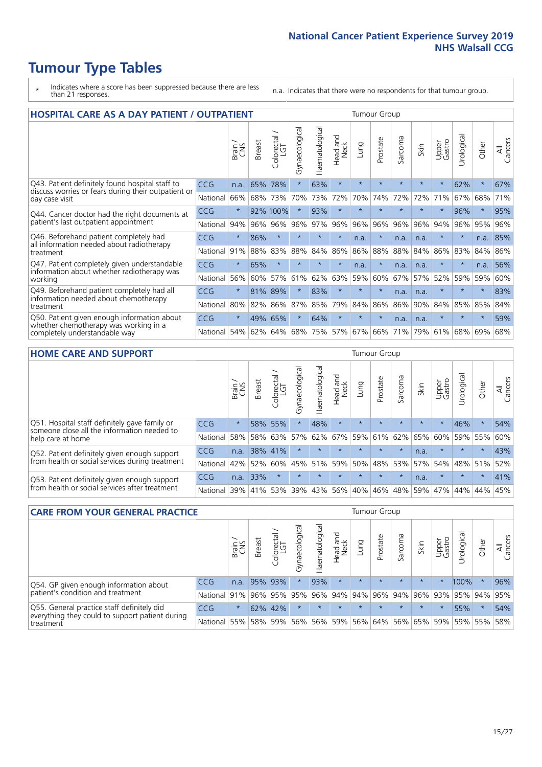# Tumour Type Tables

\* Indicates where a score has been suppressed because there are less than 21 responses.

n.a. Indicates that there were no respondents for that tumour group.

## HOSPITAL CARE AS A DAY PATIENT / OUTPATIENT

| | | Brain / CNS | Breast | Colorectal / LGT | Gynaecological | Haematological | Head and Neck | Lung | Prostate | Sarcoma | Skin | Upper Gastro | Urological | Other | All Cancers |
|---|---|---|---|---|---|---|---|---|---|---|---|---|---|---|---|
| Q43. Patient definitely found hospital staff to discuss worries or fears during their outpatient or day case visit | CCG | n.a. | 65% | 78% | * | 63% | * | * | * | * | * | * | 62% | * | 67% |
| | National | 66% | 68% | 73% | 70% | 73% | 72% | 70% | 74% | 72% | 72% | 71% | 67% | 68% | 71% |
| Q44. Cancer doctor had the right documents at patient's last outpatient appointment | CCG | * | 92% | 100% | * | 93% | * | * | * | * | * | * | 96% | * | 95% |
| | National | 94% | 96% | 96% | 96% | 97% | 96% | 96% | 96% | 96% | 96% | 94% | 96% | 95% | 96% |
| Q46. Beforehand patient completely had all information needed about radiotherapy treatment | CCG | * | 86% | * | * | * | * | n.a. | * | n.a. | n.a. | * | * | n.a. | 85% |
| | National | 91% | 88% | 83% | 88% | 84% | 86% | 86% | 88% | 88% | 84% | 86% | 83% | 84% | 86% |
| Q47. Patient completely given understandable information about whether radiotherapy was working | CCG | * | 65% | * | * | * | * | n.a. | * | n.a. | n.a. | * | * | n.a. | 56% |
| | National | 56% | 60% | 57% | 61% | 62% | 63% | 59% | 60% | 67% | 57% | 52% | 59% | 59% | 60% |
| Q49. Beforehand patient completely had all information needed about chemotherapy treatment | CCG | * | 81% | 89% | * | 83% | * | * | * | n.a. | n.a. | * | * | * | 83% |
| | National | 80% | 82% | 86% | 87% | 85% | 79% | 84% | 86% | 86% | 90% | 84% | 85% | 85% | 84% |
| Q50. Patient given enough information about whether chemotherapy was working in a completely understandable way | CCG | * | 49% | 65% | * | 64% | * | * | * | n.a. | n.a. | * | * | * | 59% |
| | National | 54% | 62% | 64% | 68% | 75% | 57% | 67% | 66% | 71% | 79% | 61% | 68% | 69% | 68% |

## HOME CARE AND SUPPORT

| | | Brain / CNS | Breast | Colorectal / LGT | Gynaecological | Haematological | Head and Neck | Lung | Prostate | Sarcoma | Skin | Upper Gastro | Urological | Other | All Cancers |
|---|---|---|---|---|---|---|---|---|---|---|---|---|---|---|---|
| Q51. Hospital staff definitely gave family or someone close all the information needed to help care at home | CCG | * | 58% | 55% | * | 48% | * | * | * | * | * | * | 46% | * | 54% |
| | National | 58% | 58% | 63% | 57% | 62% | 67% | 59% | 61% | 62% | 65% | 60% | 59% | 55% | 60% |
| Q52. Patient definitely given enough support from health or social services during treatment | CCG | n.a. | 38% | 41% | * | * | * | * | * | * | n.a. | * | * | * | 43% |
| | National | 42% | 52% | 60% | 45% | 51% | 59% | 50% | 48% | 53% | 57% | 54% | 48% | 51% | 52% |
| Q53. Patient definitely given enough support from health or social services after treatment | CCG | n.a. | 33% | * | * | * | * | * | * | * | n.a. | * | * | * | 41% |
| | National | 39% | 41% | 53% | 39% | 43% | 56% | 40% | 46% | 48% | 59% | 47% | 44% | 44% | 45% |

## CARE FROM YOUR GENERAL PRACTICE

| | | Brain / CNS | Breast | Colorectal / LGT | Gynaecological | Haematological | Head and Neck | Lung | Prostate | Sarcoma | Skin | Upper Gastro | Urological | Other | All Cancers |
|---|---|---|---|---|---|---|---|---|---|---|---|---|---|---|---|
| Q54. GP given enough information about patient's condition and treatment | CCG | n.a. | 95% | 93% | * | 93% | * | * | * | * | * | * | 100% | * | 96% |
| | National | 91% | 96% | 95% | 95% | 96% | 94% | 94% | 96% | 94% | 96% | 93% | 95% | 94% | 95% |
| Q55. General practice staff definitely did everything they could to support patient during treatment | CCG | * | 62% | 42% | * | * | * | * | * | * | * | * | 55% | * | 54% |
| | National | 55% | 58% | 59% | 56% | 56% | 59% | 56% | 64% | 56% | 65% | 59% | 59% | 55% | 58% |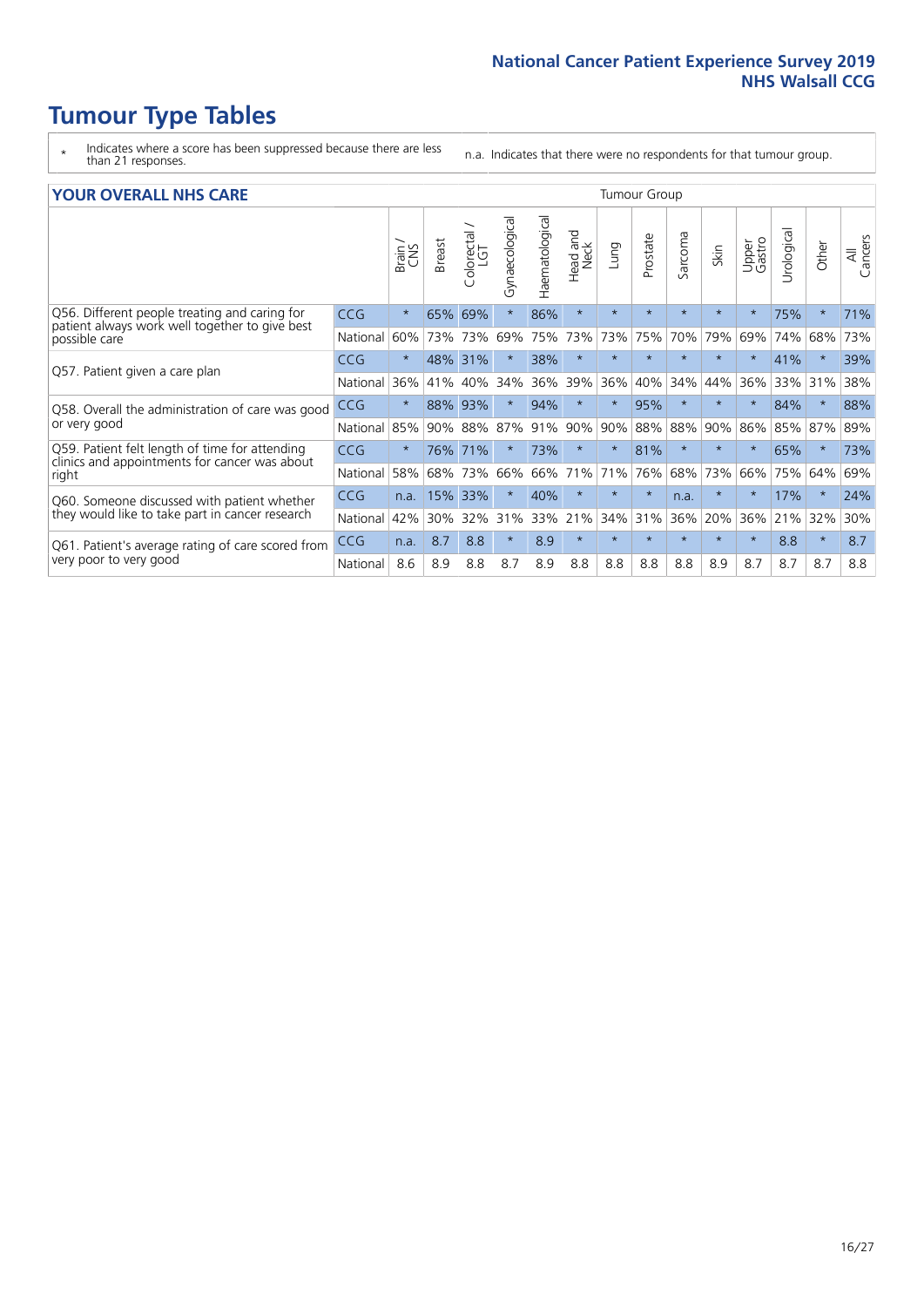# Tumour Type Tables

- \* Indicates where a score has been suppressed because there are less than 21 responses.
- n.a. Indicates that there were no respondents for that tumour group.

## YOUR OVERALL NHS CARE

| | | Brain / CNS | Breast | Colorectal / LGT | Gynaecological | Haematological | Head and Neck | Lung | Prostate | Sarcoma | Skin | Upper Gastro | Urological | Other | All Cancers |
|---|---|---|---|---|---|---|---|---|---|---|---|---|---|---|---|
| Q56. Different people treating and caring for patient always work well together to give best possible care | CCG | * | 65% | 69% | * | 86% | * | * | * | * | * | * | 75% | * | 71% |
| | National | 60% | 73% | 73% | 69% | 75% | 73% | 73% | 75% | 70% | 79% | 69% | 74% | 68% | 73% |
| Q57. Patient given a care plan | CCG | * | 48% | 31% | * | 38% | * | * | * | * | * | * | 41% | * | 39% |
| | National | 36% | 41% | 40% | 34% | 36% | 39% | 36% | 40% | 34% | 44% | 36% | 33% | 31% | 38% |
| Q58. Overall the administration of care was good or very good | CCG | * | 88% | 93% | * | 94% | * | * | 95% | * | * | * | 84% | * | 88% |
| | National | 85% | 90% | 88% | 87% | 91% | 90% | 90% | 88% | 88% | 90% | 86% | 85% | 87% | 89% |
| Q59. Patient felt length of time for attending clinics and appointments for cancer was about right | CCG | * | 76% | 71% | * | 73% | * | * | 81% | * | * | * | 65% | * | 73% |
| | National | 58% | 68% | 73% | 66% | 66% | 71% | 71% | 76% | 68% | 73% | 66% | 75% | 64% | 69% |
| Q60. Someone discussed with patient whether they would like to take part in cancer research | CCG | n.a. | 15% | 33% | * | 40% | * | * | * | n.a. | * | * | 17% | * | 24% |
| | National | 42% | 30% | 32% | 31% | 33% | 21% | 34% | 31% | 36% | 20% | 36% | 21% | 32% | 30% |
| Q61. Patient's average rating of care scored from very poor to very good | CCG | n.a. | 8.7 | 8.8 | * | 8.9 | * | * | * | * | * | * | 8.8 | * | 8.7 |
| | National | 8.6 | 8.9 | 8.8 | 8.7 | 8.9 | 8.8 | 8.8 | 8.8 | 8.8 | 8.9 | 8.7 | 8.7 | 8.7 | 8.8 |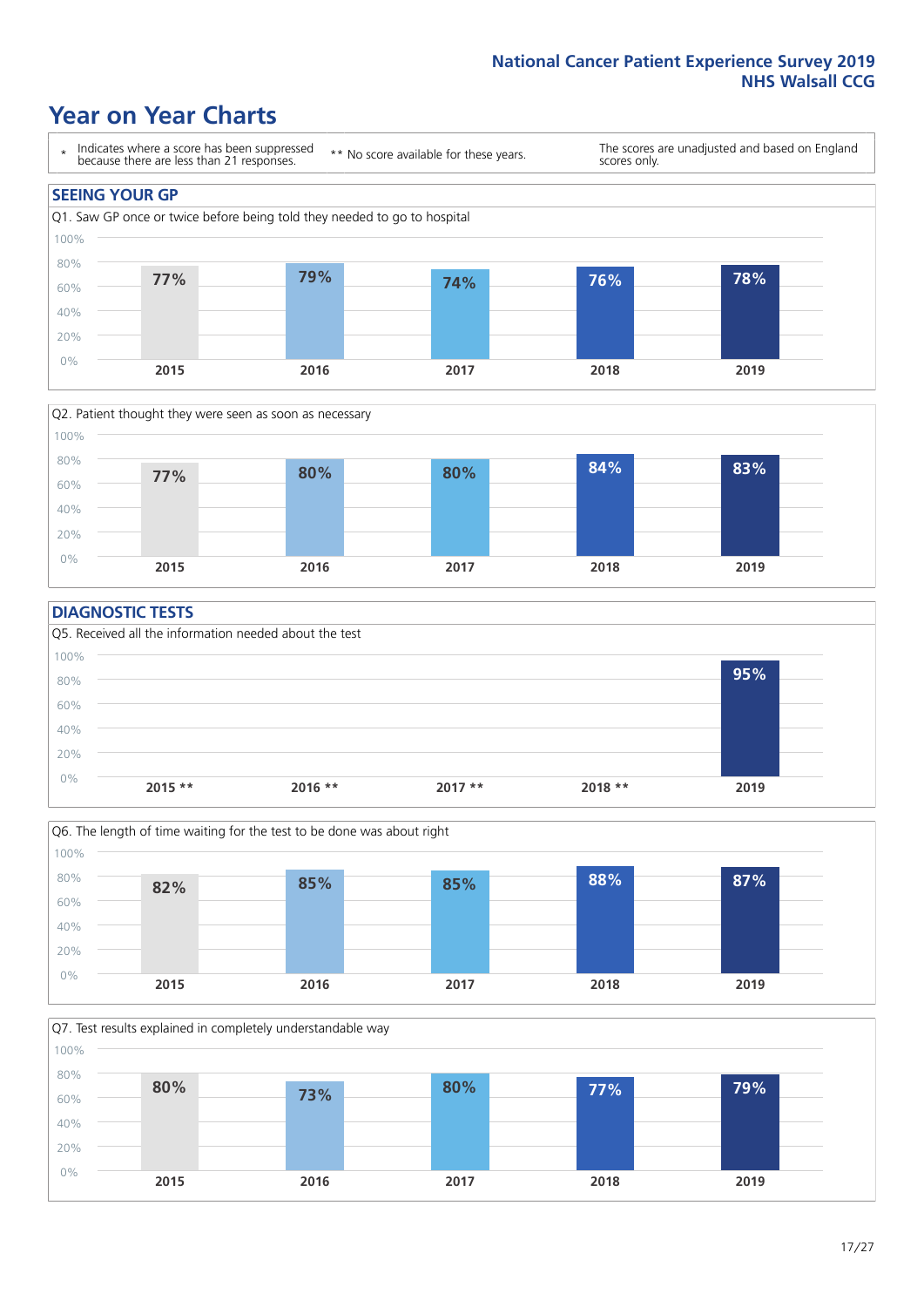# Year on Year Charts

\* Indicates where a score has been suppressed because there are less than 21 responses.

** No score available for these years.

The scores are unadjusted and based on England scores only.

## SEEING YOUR GP

Q1. Saw GP once or twice before being told they needed to go to hospital

| 2015 | 2016 | 2017 | 2018 | 2019 |
|---|---|---|---|---|
| 77% | 79% | 74% | 76% | 78% |

Q2. Patient thought they were seen as soon as necessary

| 2015 | 2016 | 2017 | 2018 | 2019 |
|---|---|---|---|---|
| 77% | 80% | 80% | 84% | 83% |

## DIAGNOSTIC TESTS

Q5. Received all the information needed about the test

| 2015 ** | 2016 ** | 2017 ** | 2018 ** | 2019 |
|---|---|---|---|---|
| | | | | 95% |

Q6. The length of time waiting for the test to be done was about right

| 2015 | 2016 | 2017 | 2018 | 2019 |
|---|---|---|---|---|
| 82% | 85% | 85% | 88% | 87% |

Q7. Test results explained in completely understandable way

| 2015 | 2016 | 2017 | 2018 | 2019 |
|---|---|---|---|---|
| 80% | 73% | 80% | 77% | 79% |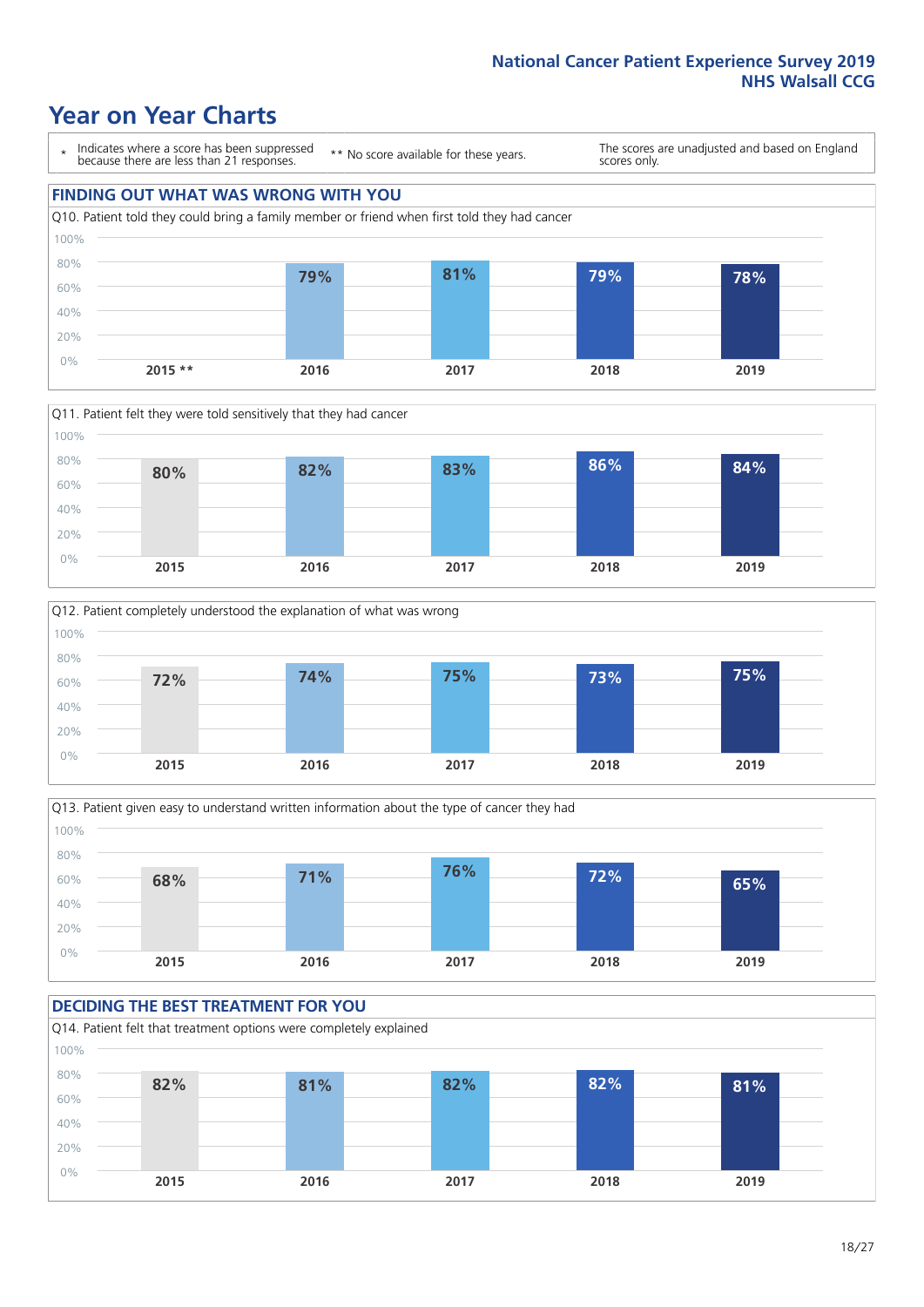National Cancer Patient Experience Survey 2019
NHS Walsall CCG

# Year on Year Charts

\* Indicates where a score has been suppressed because there are less than 21 responses.

** No score available for these years.

The scores are unadjusted and based on England scores only.

## FINDING OUT WHAT WAS WRONG WITH YOU

Q10. Patient told they could bring a family member or friend when first told they had cancer

| 2015 ** | 2016 | 2017 | 2018 | 2019 |
|---|---|---|---|---|
| | 79% | 81% | 79% | 78% |

Q11. Patient felt they were told sensitively that they had cancer

| 2015 | 2016 | 2017 | 2018 | 2019 |
|---|---|---|---|---|
| 80% | 82% | 83% | 86% | 84% |

Q12. Patient completely understood the explanation of what was wrong

| 2015 | 2016 | 2017 | 2018 | 2019 |
|---|---|---|---|---|
| 72% | 74% | 75% | 73% | 75% |

Q13. Patient given easy to understand written information about the type of cancer they had

| 2015 | 2016 | 2017 | 2018 | 2019 |
|---|---|---|---|---|
| 68% | 71% | 76% | 72% | 65% |

## DECIDING THE BEST TREATMENT FOR YOU

Q14. Patient felt that treatment options were completely explained

| 2015 | 2016 | 2017 | 2018 | 2019 |
|---|---|---|---|---|
| 82% | 81% | 82% | 82% | 81% |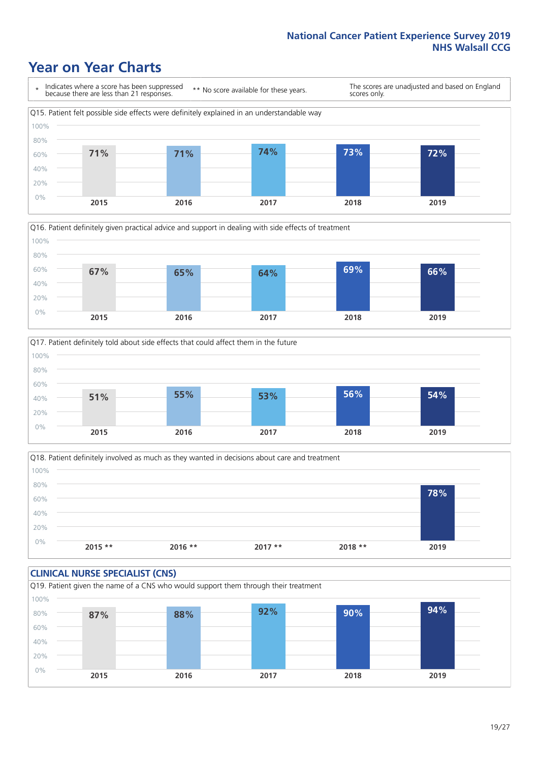# Year on Year Charts

\* Indicates where a score has been suppressed because there are less than 21 responses.

** No score available for these years.

The scores are unadjusted and based on England scores only.

Q15. Patient felt possible side effects were definitely explained in an understandable way

| 2015 | 2016 | 2017 | 2018 | 2019 |
|---|---|---|---|---|
| 71% | 71% | 74% | 73% | 72% |

Q16. Patient definitely given practical advice and support in dealing with side effects of treatment

| 2015 | 2016 | 2017 | 2018 | 2019 |
|---|---|---|---|---|
| 67% | 65% | 64% | 69% | 66% |

Q17. Patient definitely told about side effects that could affect them in the future

| 2015 | 2016 | 2017 | 2018 | 2019 |
|---|---|---|---|---|
| 51% | 55% | 53% | 56% | 54% |

Q18. Patient definitely involved as much as they wanted in decisions about care and treatment

| 2015 ** | 2016 ** | 2017 ** | 2018 ** | 2019 |
|---|---|---|---|---|
| | | | | 78% |

## CLINICAL NURSE SPECIALIST (CNS)

Q19. Patient given the name of a CNS who would support them through their treatment

| 2015 | 2016 | 2017 | 2018 | 2019 |
|---|---|---|---|---|
| 87% | 88% | 92% | 90% | 94% |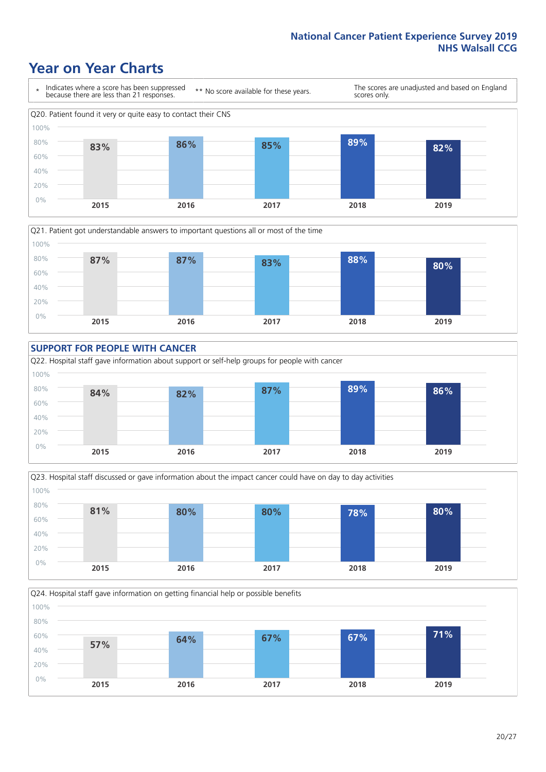# Year on Year Charts

\* Indicates where a score has been suppressed because there are less than 21 responses.

** No score available for these years.

The scores are unadjusted and based on England scores only.

Q20. Patient found it very or quite easy to contact their CNS

| 2015 | 2016 | 2017 | 2018 | 2019 |
|---|---|---|---|---|
| 83% | 86% | 85% | 89% | 82% |

Q21. Patient got understandable answers to important questions all or most of the time

| 2015 | 2016 | 2017 | 2018 | 2019 |
|---|---|---|---|---|
| 87% | 87% | 83% | 88% | 80% |

## SUPPORT FOR PEOPLE WITH CANCER

Q22. Hospital staff gave information about support or self-help groups for people with cancer

| 2015 | 2016 | 2017 | 2018 | 2019 |
|---|---|---|---|---|
| 84% | 82% | 87% | 89% | 86% |

Q23. Hospital staff discussed or gave information about the impact cancer could have on day to day activities

| 2015 | 2016 | 2017 | 2018 | 2019 |
|---|---|---|---|---|
| 81% | 80% | 80% | 78% | 80% |

Q24. Hospital staff gave information on getting financial help or possible benefits

| 2015 | 2016 | 2017 | 2018 | 2019 |
|---|---|---|---|---|
| 57% | 64% | 67% | 67% | 71% |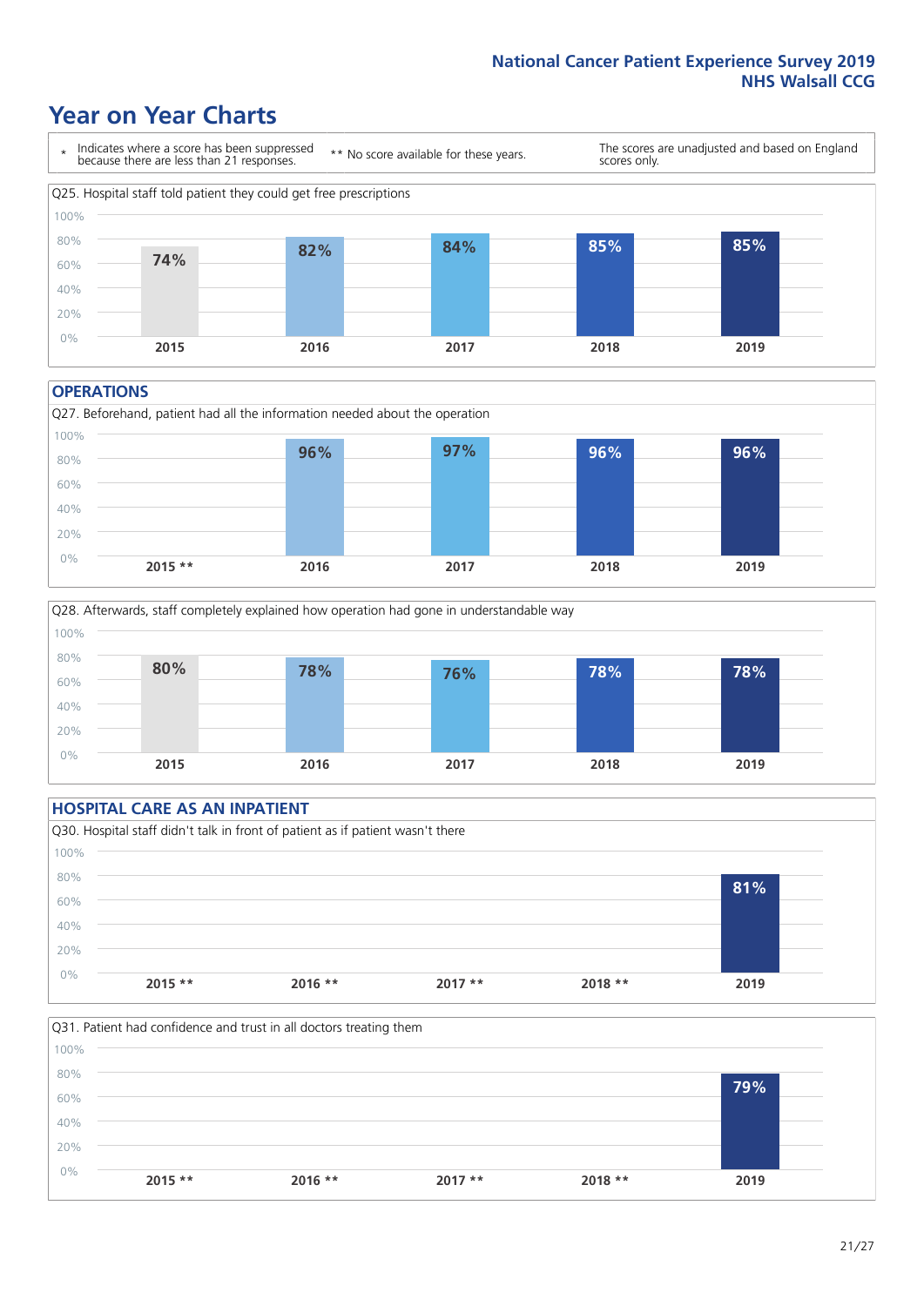# Year on Year Charts

\* Indicates where a score has been suppressed because there are less than 21 responses.

\*\* No score available for these years.

The scores are unadjusted and based on England scores only.

Q25. Hospital staff told patient they could get free prescriptions

| 2015 | 2016 | 2017 | 2018 | 2019 |
|---|---|---|---|---|
| 74% | 82% | 84% | 85% | 85% |

## OPERATIONS

Q27. Beforehand, patient had all the information needed about the operation

| 2015 ** | 2016 | 2017 | 2018 | 2019 |
|---|---|---|---|---|
| | 96% | 97% | 96% | 96% |

Q28. Afterwards, staff completely explained how operation had gone in understandable way

| 2015 | 2016 | 2017 | 2018 | 2019 |
|---|---|---|---|---|
| 80% | 78% | 76% | 78% | 78% |

## HOSPITAL CARE AS AN INPATIENT

Q30. Hospital staff didn't talk in front of patient as if patient wasn't there

| 2015 ** | 2016 ** | 2017 ** | 2018 ** | 2019 |
|---|---|---|---|---|
| | | | | 81% |

Q31. Patient had confidence and trust in all doctors treating them

| 2015 ** | 2016 ** | 2017 ** | 2018 ** | 2019 |
|---|---|---|---|---|
| | | | | 79% |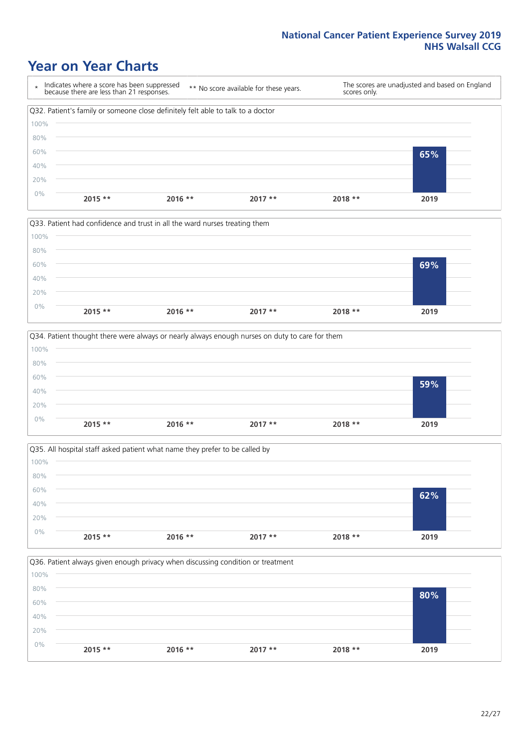# Year on Year Charts

| * Indicates where a score has been suppressed because there are less than 21 responses. | ** No score available for these years. | The scores are unadjusted and based on England scores only. |
|---|---|---|

Q32. Patient's family or someone close definitely felt able to talk to a doctor

| 2015 ** | 2016 ** | 2017 ** | 2018 ** | 2019 |
|---|---|---|---|---|
| | | | | 65% |

Q33. Patient had confidence and trust in all the ward nurses treating them

| 2015 ** | 2016 ** | 2017 ** | 2018 ** | 2019 |
|---|---|---|---|---|
| | | | | 69% |

Q34. Patient thought there were always or nearly always enough nurses on duty to care for them

| 2015 ** | 2016 ** | 2017 ** | 2018 ** | 2019 |
|---|---|---|---|---|
| | | | | 59% |

Q35. All hospital staff asked patient what name they prefer to be called by

| 2015 ** | 2016 ** | 2017 ** | 2018 ** | 2019 |
|---|---|---|---|---|
| | | | | 62% |

Q36. Patient always given enough privacy when discussing condition or treatment

| 2015 ** | 2016 ** | 2017 ** | 2018 ** | 2019 |
|---|---|---|---|---|
| | | | | 80% |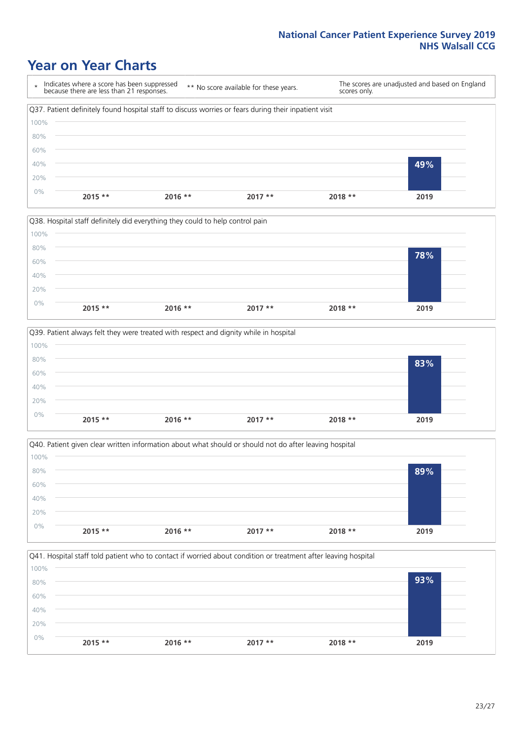# Year on Year Charts

| * Indicates where a score has been suppressed because there are less than 21 responses. | ** No score available for these years. | The scores are unadjusted and based on England scores only. |
| --- | --- | --- |

Q37. Patient definitely found hospital staff to discuss worries or fears during their inpatient visit

| 2015 ** | 2016 ** | 2017 ** | 2018 ** | 2019 |
| --- | --- | --- | --- | --- |
| | | | | 49% |

Q38. Hospital staff definitely did everything they could to help control pain

| 2015 ** | 2016 ** | 2017 ** | 2018 ** | 2019 |
| --- | --- | --- | --- | --- |
| | | | | 78% |

Q39. Patient always felt they were treated with respect and dignity while in hospital

| 2015 ** | 2016 ** | 2017 ** | 2018 ** | 2019 |
| --- | --- | --- | --- | --- |
| | | | | 83% |

Q40. Patient given clear written information about what should or should not do after leaving hospital

| 2015 ** | 2016 ** | 2017 ** | 2018 ** | 2019 |
| --- | --- | --- | --- | --- |
| | | | | 89% |

Q41. Hospital staff told patient who to contact if worried about condition or treatment after leaving hospital

| 2015 ** | 2016 ** | 2017 ** | 2018 ** | 2019 |
| --- | --- | --- | --- | --- |
| | | | | 93% |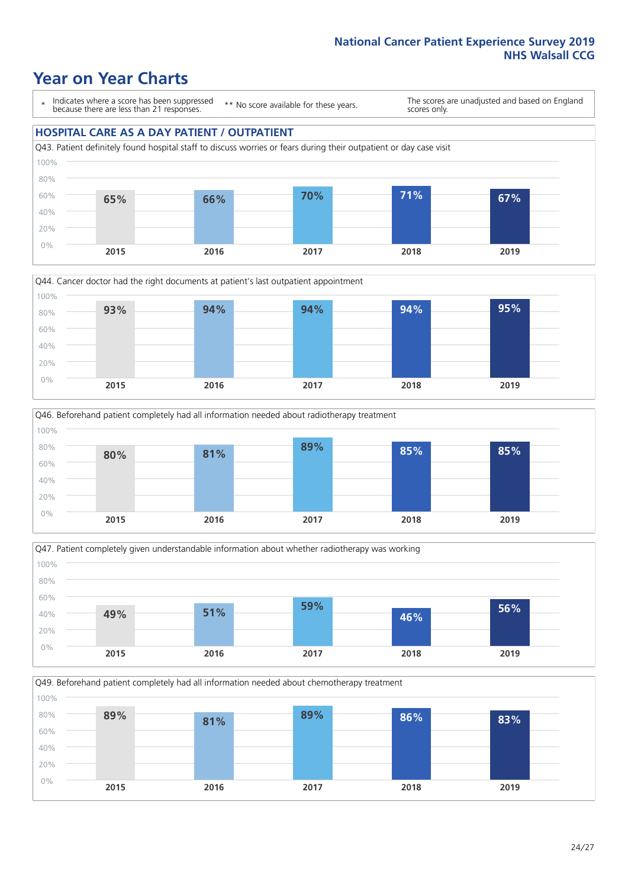# Year on Year Charts

\* Indicates where a score has been suppressed because there are less than 21 responses.

\*\* No score available for these years.

The scores are unadjusted and based on England scores only.

## HOSPITAL CARE AS A DAY PATIENT / OUTPATIENT

Q43. Patient definitely found hospital staff to discuss worries or fears during their outpatient or day case visit

| 2015 | 2016 | 2017 | 2018 | 2019 |
|---|---|---|---|---|
| 65% | 66% | 70% | 71% | 67% |

Q44. Cancer doctor had the right documents at patient's last outpatient appointment

| 2015 | 2016 | 2017 | 2018 | 2019 |
|---|---|---|---|---|
| 93% | 94% | 94% | 94% | 95% |

Q46. Beforehand patient completely had all information needed about radiotherapy treatment

| 2015 | 2016 | 2017 | 2018 | 2019 |
|---|---|---|---|---|
| 80% | 81% | 89% | 85% | 85% |

Q47. Patient completely given understandable information about whether radiotherapy was working

| 2015 | 2016 | 2017 | 2018 | 2019 |
|---|---|---|---|---|
| 49% | 51% | 59% | 46% | 56% |

Q49. Beforehand patient completely had all information needed about chemotherapy treatment

| 2015 | 2016 | 2017 | 2018 | 2019 |
|---|---|---|---|---|
| 89% | 81% | 89% | 86% | 83% |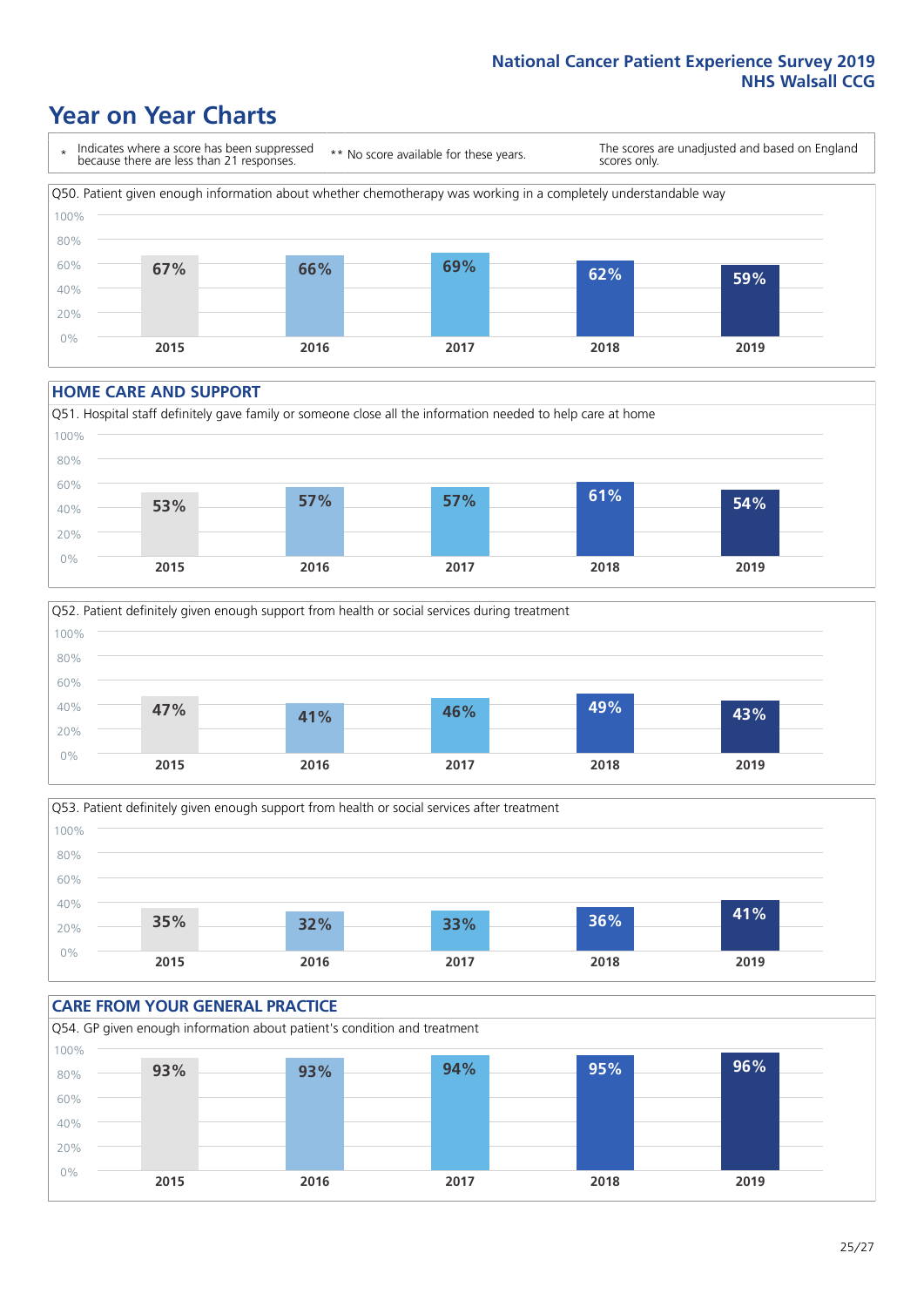# Year on Year Charts

\* Indicates where a score has been suppressed because there are less than 21 responses.

** No score available for these years.

The scores are unadjusted and based on England scores only.

Q50. Patient given enough information about whether chemotherapy was working in a completely understandable way

| 2015 | 2016 | 2017 | 2018 | 2019 |
|---|---|---|---|---|
| 67% | 66% | 69% | 62% | 59% |

## HOME CARE AND SUPPORT

Q51. Hospital staff definitely gave family or someone close all the information needed to help care at home

| 2015 | 2016 | 2017 | 2018 | 2019 |
|---|---|---|---|---|
| 53% | 57% | 57% | 61% | 54% |

Q52. Patient definitely given enough support from health or social services during treatment

| 2015 | 2016 | 2017 | 2018 | 2019 |
|---|---|---|---|---|
| 47% | 41% | 46% | 49% | 43% |

Q53. Patient definitely given enough support from health or social services after treatment

| 2015 | 2016 | 2017 | 2018 | 2019 |
|---|---|---|---|---|
| 35% | 32% | 33% | 36% | 41% |

## CARE FROM YOUR GENERAL PRACTICE

Q54. GP given enough information about patient's condition and treatment

| 2015 | 2016 | 2017 | 2018 | 2019 |
|---|---|---|---|---|
| 93% | 93% | 94% | 95% | 96% |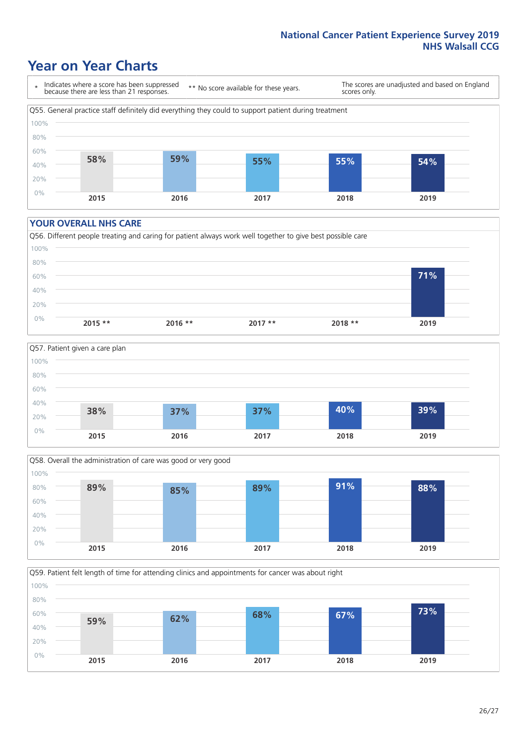# Year on Year Charts

| * Indicates where a score has been suppressed because there are less than 21 responses. | ** No score available for these years. | The scores are unadjusted and based on England scores only. |
|---|---|---|

Q55. General practice staff definitely did everything they could to support patient during treatment

| 2015 | 2016 | 2017 | 2018 | 2019 |
|---|---|---|---|---|
| 58% | 59% | 55% | 55% | 54% |

## YOUR OVERALL NHS CARE

Q56. Different people treating and caring for patient always work well together to give best possible care

| 2015 ** | 2016 ** | 2017 ** | 2018 ** | 2019 |
|---|---|---|---|---|
| | | | | 71% |

Q57. Patient given a care plan

| 2015 | 2016 | 2017 | 2018 | 2019 |
|---|---|---|---|---|
| 38% | 37% | 37% | 40% | 39% |

Q58. Overall the administration of care was good or very good

| 2015 | 2016 | 2017 | 2018 | 2019 |
|---|---|---|---|---|
| 89% | 85% | 89% | 91% | 88% |

Q59. Patient felt length of time for attending clinics and appointments for cancer was about right

| 2015 | 2016 | 2017 | 2018 | 2019 |
|---|---|---|---|---|
| 59% | 62% | 68% | 67% | 73% |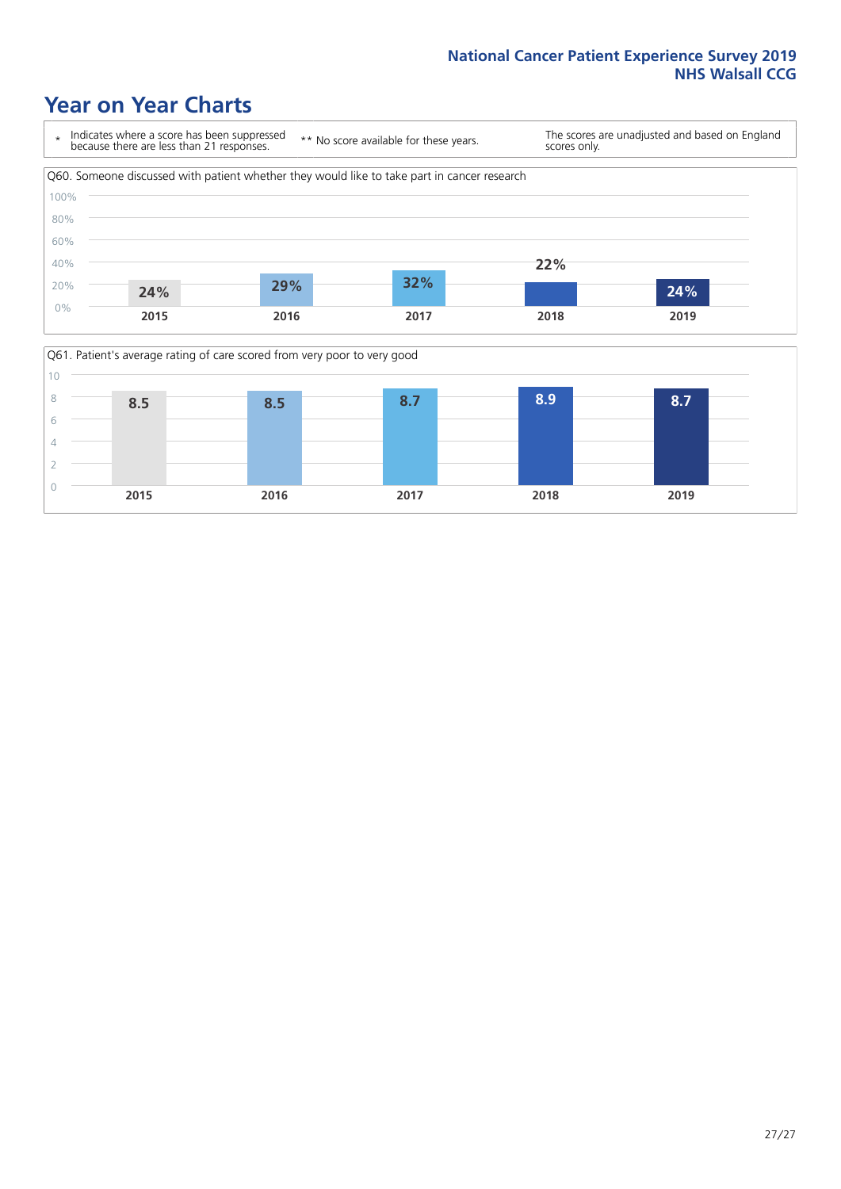National Cancer Patient Experience Survey 2019
NHS Walsall CCG

# Year on Year Charts

\* Indicates where a score has been suppressed because there are less than 21 responses.

\*\* No score available for these years.

The scores are unadjusted and based on England scores only.

Q60. Someone discussed with patient whether they would like to take part in cancer research

100%
80%
60%
40%
20%
0%

24% 2015
29% 2016
32% 2017
22% 2018
24% 2019

Q61. Patient's average rating of care scored from very poor to very good

10
8
6
4
2
0

8.5 2015
8.5 2016
8.7 2017
8.9 2018
8.7 2019